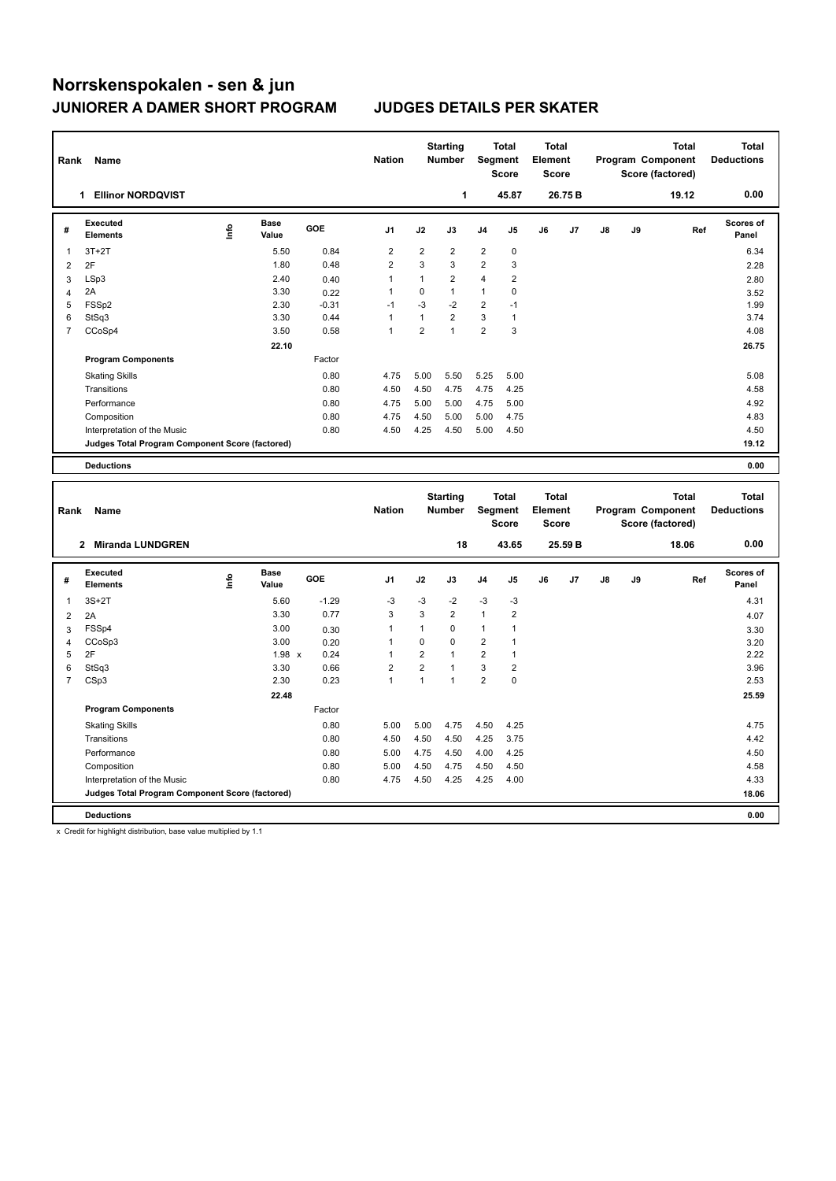# Norrskenspokalen - sen & jun

## JUNIORER A DAMER SHORT PROGRAM JUDGES DETAILS PER SKATER

| Rank | Name | Nation | Starting Number | Total Segment Score | Total Element Score | Total Program Component Score (factored) | Total Deductions |
|---|---|---|---|---|---|---|---|
| 1 | Ellinor NORDQVIST | | 1 | 45.87 | 26.75 B | 19.12 | 0.00 |

| # | Executed Elements | Info | Base Value | GOE | J1 | J2 | J3 | J4 | J5 | J6 | J7 | J8 | J9 | Ref | Scores of Panel |
|---|---|---|---|---|---|---|---|---|---|---|---|---|---|---|---|
| 1 | 3T+2T | | 5.50 | 0.84 | 2 | 2 | 2 | 2 | 0 | | | | | | 6.34 |
| 2 | 2F | | 1.80 | 0.48 | 2 | 3 | 3 | 2 | 3 | | | | | | 2.28 |
| 3 | LSp3 | | 2.40 | 0.40 | 1 | 1 | 2 | 4 | 2 | | | | | | 2.80 |
| 4 | 2A | | 3.30 | 0.22 | 1 | 0 | 1 | 1 | 0 | | | | | | 3.52 |
| 5 | FSSp2 | | 2.30 | -0.31 | -1 | -3 | -2 | 2 | -1 | | | | | | 1.99 |
| 6 | StSq3 | | 3.30 | 0.44 | 1 | 1 | 2 | 3 | 1 | | | | | | 3.74 |
| 7 | CCoSp4 | | 3.50 | 0.58 | 1 | 2 | 1 | 2 | 3 | | | | | | 4.08 |
| | | | 22.10 | | | | | | | | | | | | 26.75 |
| | **Program Components** | | | Factor | | | | | | | | | | | |
| | Skating Skills | | | 0.80 | 4.75 | 5.00 | 5.50 | 5.25 | 5.00 | | | | | | 5.08 |
| | Transitions | | | 0.80 | 4.50 | 4.50 | 4.75 | 4.75 | 4.25 | | | | | | 4.58 |
| | Performance | | | 0.80 | 4.75 | 5.00 | 5.00 | 4.75 | 5.00 | | | | | | 4.92 |
| | Composition | | | 0.80 | 4.75 | 4.50 | 5.00 | 5.00 | 4.75 | | | | | | 4.83 |
| | Interpretation of the Music | | | 0.80 | 4.50 | 4.25 | 4.50 | 5.00 | 4.50 | | | | | | 4.50 |
| | **Judges Total Program Component Score (factored)** | | | | | | | | | | | | | | 19.12 |
| | **Deductions** | | | | | | | | | | | | | | 0.00 |

| Rank | Name | Nation | Starting Number | Total Segment Score | Total Element Score | Total Program Component Score (factored) | Total Deductions |
|---|---|---|---|---|---|---|---|
| 2 | Miranda LUNDGREN | | 18 | 43.65 | 25.59 B | 18.06 | 0.00 |

| # | Executed Elements | Info | Base Value | GOE | J1 | J2 | J3 | J4 | J5 | J6 | J7 | J8 | J9 | Ref | Scores of Panel |
|---|---|---|---|---|---|---|---|---|---|---|---|---|---|---|---|
| 1 | 3S+2T | | 5.60 | -1.29 | -3 | -3 | -2 | -3 | -3 | | | | | | 4.31 |
| 2 | 2A | | 3.30 | 0.77 | 3 | 3 | 2 | 1 | 2 | | | | | | 4.07 |
| 3 | FSSp4 | | 3.00 | 0.30 | 1 | 1 | 0 | 1 | 1 | | | | | | 3.30 |
| 4 | CCoSp3 | | 3.00 | 0.20 | 1 | 0 | 0 | 2 | 1 | | | | | | 3.20 |
| 5 | 2F | | 1.98 x | 0.24 | 1 | 2 | 1 | 2 | 1 | | | | | | 2.22 |
| 6 | StSq3 | | 3.30 | 0.66 | 2 | 2 | 1 | 3 | 2 | | | | | | 3.96 |
| 7 | CSp3 | | 2.30 | 0.23 | 1 | 1 | 1 | 2 | 0 | | | | | | 2.53 |
| | | | 22.48 | | | | | | | | | | | | 25.59 |
| | **Program Components** | | | Factor | | | | | | | | | | | |
| | Skating Skills | | | 0.80 | 5.00 | 5.00 | 4.75 | 4.50 | 4.25 | | | | | | 4.75 |
| | Transitions | | | 0.80 | 4.50 | 4.50 | 4.50 | 4.25 | 3.75 | | | | | | 4.42 |
| | Performance | | | 0.80 | 5.00 | 4.75 | 4.50 | 4.00 | 4.25 | | | | | | 4.50 |
| | Composition | | | 0.80 | 5.00 | 4.50 | 4.75 | 4.50 | 4.50 | | | | | | 4.58 |
| | Interpretation of the Music | | | 0.80 | 4.75 | 4.50 | 4.25 | 4.25 | 4.00 | | | | | | 4.33 |
| | **Judges Total Program Component Score (factored)** | | | | | | | | | | | | | | 18.06 |
| | **Deductions** | | | | | | | | | | | | | | 0.00 |

x Credit for highlight distribution, base value multiplied by 1.1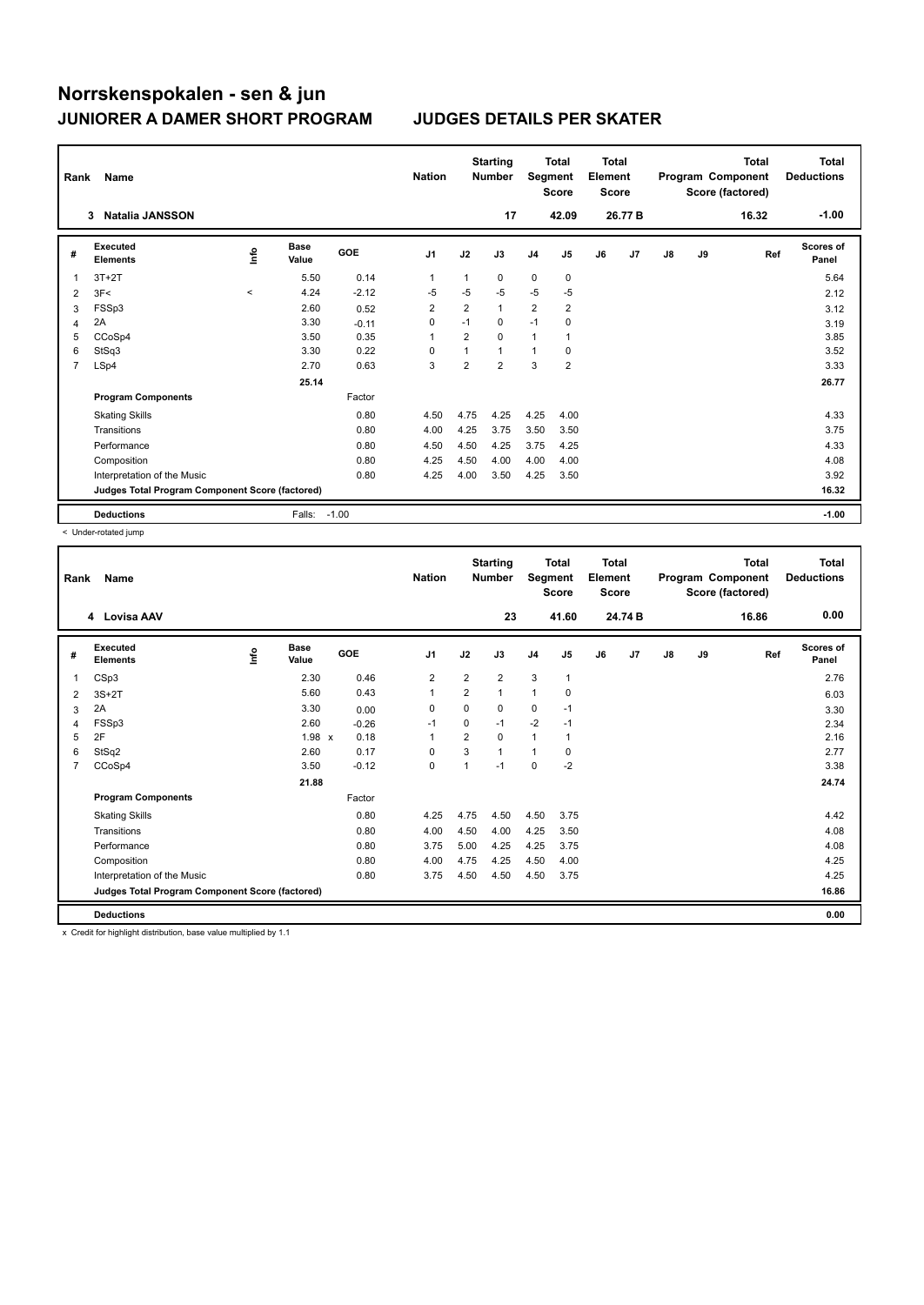# Norrskenspokalen - sen & jun

## JUNIORER A DAMER SHORT PROGRAM

## JUDGES DETAILS PER SKATER

| Rank | Name | Nation | Starting Number | Total Segment Score | Total Element Score | Total Program Component Score (factored) | Total Deductions |
|---|---|---|---|---|---|---|---|
| 3 | Natalia JANSSON | | 17 | 42.09 | 26.77 B | 16.32 | -1.00 |

| # | Executed Elements | Info | Base Value | GOE | J1 | J2 | J3 | J4 | J5 | J6 | J7 | J8 | J9 | Ref | Scores of Panel |
|---|---|---|---|---|---|---|---|---|---|---|---|---|---|---|---|
| 1 | 3T+2T | | 5.50 | 0.14 | 1 | 1 | 0 | 0 | 0 | | | | | | 5.64 |
| 2 | 3F< | < | 4.24 | -2.12 | -5 | -5 | -5 | -5 | -5 | | | | | | 2.12 |
| 3 | FSSp3 | | 2.60 | 0.52 | 2 | 2 | 1 | 2 | 2 | | | | | | 3.12 |
| 4 | 2A | | 3.30 | -0.11 | 0 | -1 | 0 | -1 | 0 | | | | | | 3.19 |
| 5 | CCoSp4 | | 3.50 | 0.35 | 1 | 2 | 0 | 1 | 1 | | | | | | 3.85 |
| 6 | StSq3 | | 3.30 | 0.22 | 0 | 1 | 1 | 1 | 0 | | | | | | 3.52 |
| 7 | LSp4 | | 2.70 | 0.63 | 3 | 2 | 2 | 3 | 2 | | | | | | 3.33 |
| | | | 25.14 | | | | | | | | | | | | 26.77 |
| | **Program Components** | | | Factor | | | | | | | | | | | |
| | Skating Skills | | | 0.80 | 4.50 | 4.75 | 4.25 | 4.25 | 4.00 | | | | | | 4.33 |
| | Transitions | | | 0.80 | 4.00 | 4.25 | 3.75 | 3.50 | 3.50 | | | | | | 3.75 |
| | Performance | | | 0.80 | 4.50 | 4.50 | 4.25 | 3.75 | 4.25 | | | | | | 4.33 |
| | Composition | | | 0.80 | 4.25 | 4.50 | 4.00 | 4.00 | 4.00 | | | | | | 4.08 |
| | Interpretation of the Music | | | 0.80 | 4.25 | 4.00 | 3.50 | 4.25 | 3.50 | | | | | | 3.92 |
| | **Judges Total Program Component Score (factored)** | | | | | | | | | | | | | | 16.32 |
| | **Deductions** | | Falls: | -1.00 | | | | | | | | | | | -1.00 |

< Under-rotated jump

| Rank | Name | Nation | Starting Number | Total Segment Score | Total Element Score | Total Program Component Score (factored) | Total Deductions |
|---|---|---|---|---|---|---|---|
| 4 | Lovisa AAV | | 23 | 41.60 | 24.74 B | 16.86 | 0.00 |

| # | Executed Elements | Info | Base Value | GOE | J1 | J2 | J3 | J4 | J5 | J6 | J7 | J8 | J9 | Ref | Scores of Panel |
|---|---|---|---|---|---|---|---|---|---|---|---|---|---|---|---|
| 1 | CSp3 | | 2.30 | 0.46 | 2 | 2 | 2 | 3 | 1 | | | | | | 2.76 |
| 2 | 3S+2T | | 5.60 | 0.43 | 1 | 2 | 1 | 1 | 0 | | | | | | 6.03 |
| 3 | 2A | | 3.30 | 0.00 | 0 | 0 | 0 | 0 | -1 | | | | | | 3.30 |
| 4 | FSSp3 | | 2.60 | -0.26 | -1 | 0 | -1 | -2 | -1 | | | | | | 2.34 |
| 5 | 2F | | 1.98 x | 0.18 | 1 | 2 | 0 | 1 | 1 | | | | | | 2.16 |
| 6 | StSq2 | | 2.60 | 0.17 | 0 | 3 | 1 | 1 | 0 | | | | | | 2.77 |
| 7 | CCoSp4 | | 3.50 | -0.12 | 0 | 1 | -1 | 0 | -2 | | | | | | 3.38 |
| | | | 21.88 | | | | | | | | | | | | 24.74 |
| | **Program Components** | | | Factor | | | | | | | | | | | |
| | Skating Skills | | | 0.80 | 4.25 | 4.75 | 4.50 | 4.50 | 3.75 | | | | | | 4.42 |
| | Transitions | | | 0.80 | 4.00 | 4.50 | 4.00 | 4.25 | 3.50 | | | | | | 4.08 |
| | Performance | | | 0.80 | 3.75 | 5.00 | 4.25 | 4.25 | 3.75 | | | | | | 4.08 |
| | Composition | | | 0.80 | 4.00 | 4.75 | 4.25 | 4.50 | 4.00 | | | | | | 4.25 |
| | Interpretation of the Music | | | 0.80 | 3.75 | 4.50 | 4.50 | 4.50 | 3.75 | | | | | | 4.25 |
| | **Judges Total Program Component Score (factored)** | | | | | | | | | | | | | | 16.86 |
| | **Deductions** | | | | | | | | | | | | | | 0.00 |

x Credit for highlight distribution, base value multiplied by 1.1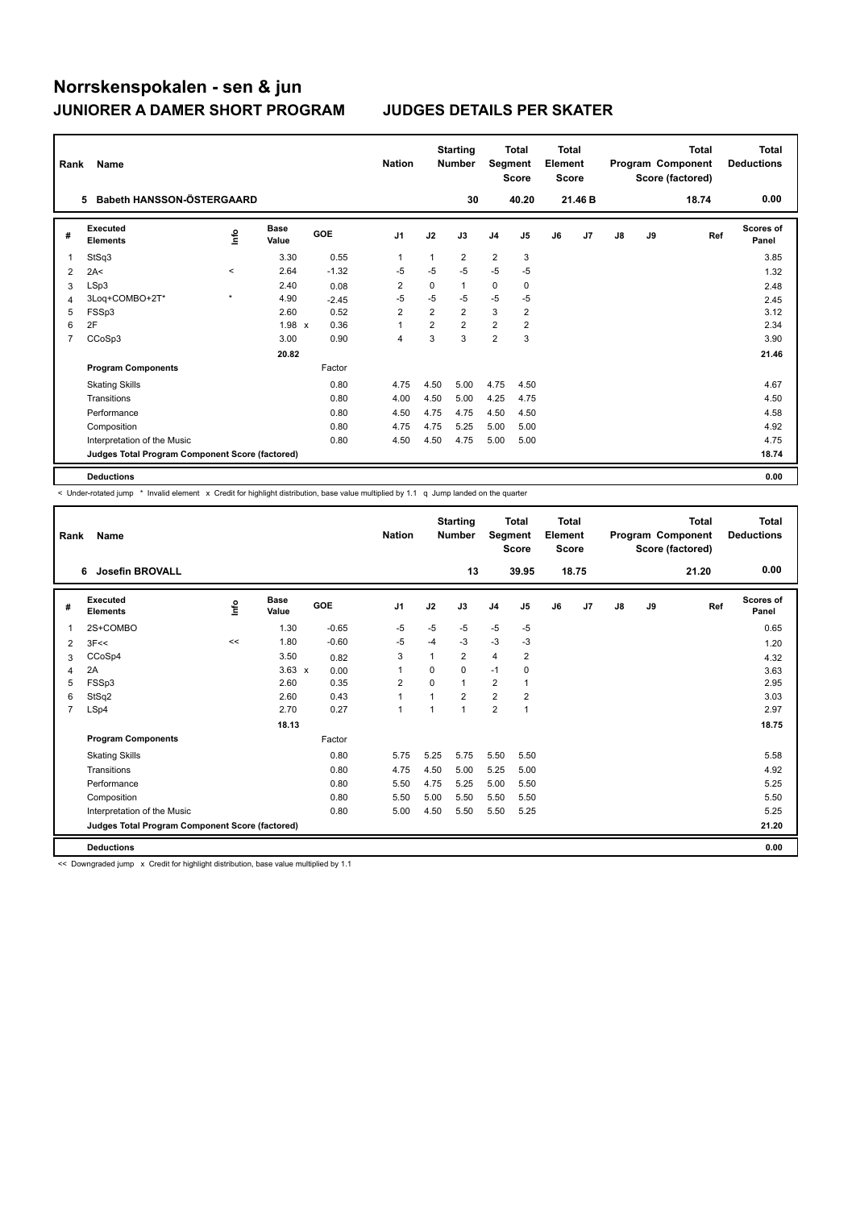# Norrskenspokalen - sen & jun

## JUNIORER A DAMER SHORT PROGRAM

## JUDGES DETAILS PER SKATER

| Rank | Name | | | | Nation | | Starting Number | | Total Segment Score | | Total Element Score | | | Total Program Component Score (factored) | Total Deductions |
|---|---|---|---|---|---|---|---|---|---|---|---|---|---|---|---|
| 5 | Babeth HANSSON-ÖSTERGAARD | | | | | | 30 | | 40.20 | | 21.46 B | | | 18.74 | 0.00 |

| # | Executed Elements | Info | Base Value | GOE | J1 | J2 | J3 | J4 | J5 | J6 | J7 | J8 | J9 | Ref | Scores of Panel |
|---|---|---|---|---|---|---|---|---|---|---|---|---|---|---|---|
| 1 | StSq3 | | 3.30 | 0.55 | 1 | 1 | 2 | 2 | 3 | | | | | | 3.85 |
| 2 | 2A< | < | 2.64 | -1.32 | -5 | -5 | -5 | -5 | -5 | | | | | | 1.32 |
| 3 | LSp3 | | 2.40 | 0.08 | 2 | 0 | 1 | 0 | 0 | | | | | | 2.48 |
| 4 | 3Loq+COMBO+2T* | * | 4.90 | -2.45 | -5 | -5 | -5 | -5 | -5 | | | | | | 2.45 |
| 5 | FSSp3 | | 2.60 | 0.52 | 2 | 2 | 2 | 3 | 2 | | | | | | 3.12 |
| 6 | 2F | | 1.98 x | 0.36 | 1 | 2 | 2 | 2 | 2 | | | | | | 2.34 |
| 7 | CCoSp3 | | 3.00 | 0.90 | 4 | 3 | 3 | 2 | 3 | | | | | | 3.90 |
| | | | 20.82 | | | | | | | | | | | | 21.46 |
| | **Program Components** | | | Factor | | | | | | | | | | | |
| | Skating Skills | | | 0.80 | 4.75 | 4.50 | 5.00 | 4.75 | 4.50 | | | | | | 4.67 |
| | Transitions | | | 0.80 | 4.00 | 4.50 | 5.00 | 4.25 | 4.75 | | | | | | 4.50 |
| | Performance | | | 0.80 | 4.50 | 4.75 | 4.75 | 4.50 | 4.50 | | | | | | 4.58 |
| | Composition | | | 0.80 | 4.75 | 4.75 | 5.25 | 5.00 | 5.00 | | | | | | 4.92 |
| | Interpretation of the Music | | | 0.80 | 4.50 | 4.50 | 4.75 | 5.00 | 5.00 | | | | | | 4.75 |
| | **Judges Total Program Component Score (factored)** | | | | | | | | | | | | | | 18.74 |
| | **Deductions** | | | | | | | | | | | | | | 0.00 |

< Under-rotated jump * Invalid element x Credit for highlight distribution, base value multiplied by 1.1 q Jump landed on the quarter

| Rank | Name | | | | Nation | | Starting Number | | Total Segment Score | | Total Element Score | | | Total Program Component Score (factored) | Total Deductions |
|---|---|---|---|---|---|---|---|---|---|---|---|---|---|---|---|
| 6 | Josefin BROVALL | | | | | | 13 | | 39.95 | | 18.75 | | | 21.20 | 0.00 |

| # | Executed Elements | Info | Base Value | GOE | J1 | J2 | J3 | J4 | J5 | J6 | J7 | J8 | J9 | Ref | Scores of Panel |
|---|---|---|---|---|---|---|---|---|---|---|---|---|---|---|---|
| 1 | 2S+COMBO | | 1.30 | -0.65 | -5 | -5 | -5 | -5 | -5 | | | | | | 0.65 |
| 2 | 3F<< | << | 1.80 | -0.60 | -5 | -4 | -3 | -3 | -3 | | | | | | 1.20 |
| 3 | CCoSp4 | | 3.50 | 0.82 | 3 | 1 | 2 | 4 | 2 | | | | | | 4.32 |
| 4 | 2A | | 3.63 x | 0.00 | 1 | 0 | 0 | -1 | 0 | | | | | | 3.63 |
| 5 | FSSp3 | | 2.60 | 0.35 | 2 | 0 | 1 | 2 | 1 | | | | | | 2.95 |
| 6 | StSq2 | | 2.60 | 0.43 | 1 | 1 | 2 | 2 | 2 | | | | | | 3.03 |
| 7 | LSp4 | | 2.70 | 0.27 | 1 | 1 | 1 | 2 | 1 | | | | | | 2.97 |
| | | | 18.13 | | | | | | | | | | | | 18.75 |
| | **Program Components** | | | Factor | | | | | | | | | | | |
| | Skating Skills | | | 0.80 | 5.75 | 5.25 | 5.75 | 5.50 | 5.50 | | | | | | 5.58 |
| | Transitions | | | 0.80 | 4.75 | 4.50 | 5.00 | 5.25 | 5.00 | | | | | | 4.92 |
| | Performance | | | 0.80 | 5.50 | 4.75 | 5.25 | 5.00 | 5.50 | | | | | | 5.25 |
| | Composition | | | 0.80 | 5.50 | 5.00 | 5.50 | 5.50 | 5.50 | | | | | | 5.50 |
| | Interpretation of the Music | | | 0.80 | 5.00 | 4.50 | 5.50 | 5.50 | 5.25 | | | | | | 5.25 |
| | **Judges Total Program Component Score (factored)** | | | | | | | | | | | | | | 21.20 |
| | **Deductions** | | | | | | | | | | | | | | 0.00 |

<< Downgraded jump x Credit for highlight distribution, base value multiplied by 1.1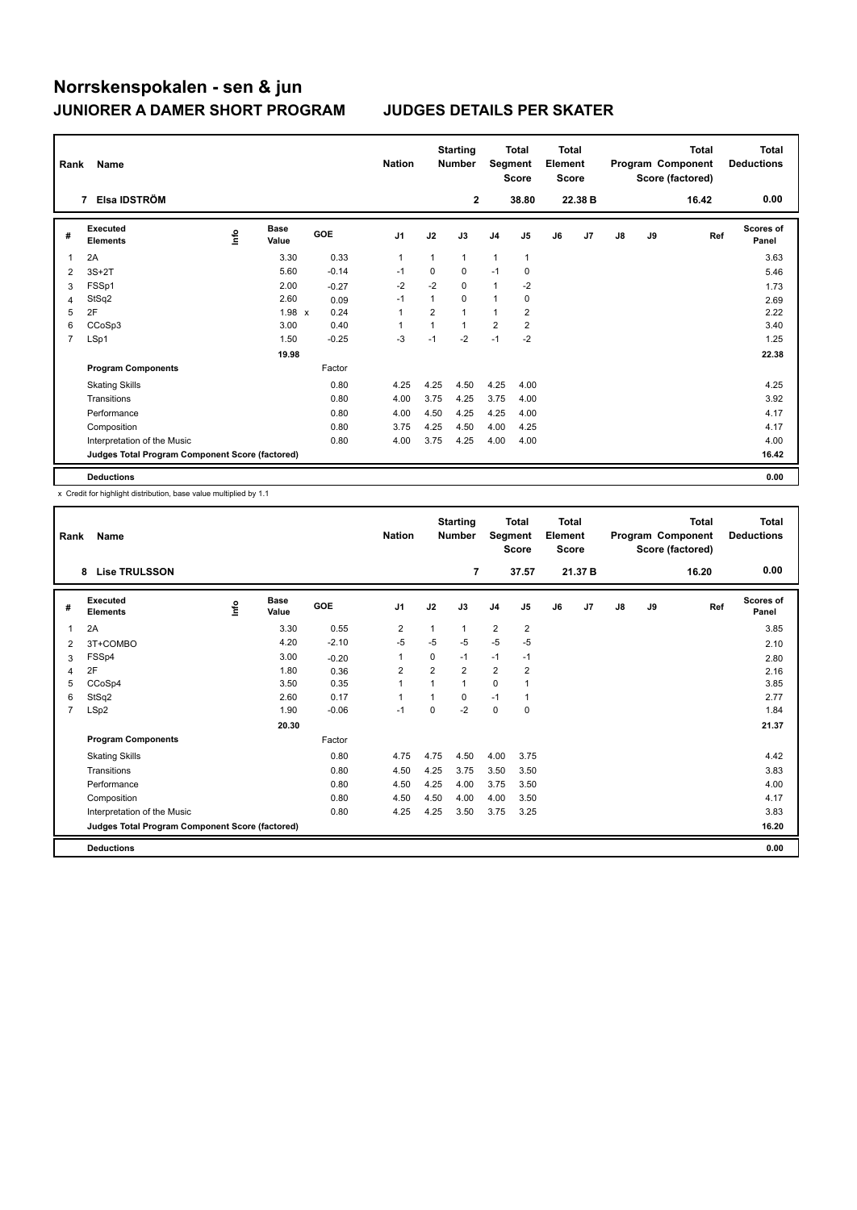# Norrskenspokalen - sen & jun

## JUNIORER A DAMER SHORT PROGRAM

## JUDGES DETAILS PER SKATER

| Rank | Name | Nation | Starting Number | Total Segment Score | Total Element Score | Total Program Component Score (factored) | Total Deductions |
|---|---|---|---|---|---|---|---|
| 7 | Elsa IDSTRÖM | | 2 | 38.80 | 22.38 B | 16.42 | 0.00 |

| # | Executed Elements | Info | Base Value | GOE | J1 | J2 | J3 | J4 | J5 | J6 | J7 | J8 | J9 | Ref | Scores of Panel |
|---|---|---|---|---|---|---|---|---|---|---|---|---|---|---|---|
| 1 | 2A | | 3.30 | 0.33 | 1 | 1 | 1 | 1 | 1 | | | | | | 3.63 |
| 2 | 3S+2T | | 5.60 | -0.14 | -1 | 0 | 0 | -1 | 0 | | | | | | 5.46 |
| 3 | FSSp1 | | 2.00 | -0.27 | -2 | -2 | 0 | 1 | -2 | | | | | | 1.73 |
| 4 | StSq2 | | 2.60 | 0.09 | -1 | 1 | 0 | 1 | 0 | | | | | | 2.69 |
| 5 | 2F | | 1.98 x | 0.24 | 1 | 2 | 1 | 1 | 2 | | | | | | 2.22 |
| 6 | CCoSp3 | | 3.00 | 0.40 | 1 | 1 | 1 | 2 | 2 | | | | | | 3.40 |
| 7 | LSp1 | | 1.50 | -0.25 | -3 | -1 | -2 | -1 | -2 | | | | | | 1.25 |
| | | | 19.98 | | | | | | | | | | | | 22.38 |
| | **Program Components** | | | Factor | | | | | | | | | | | |
| | Skating Skills | | | 0.80 | 4.25 | 4.25 | 4.50 | 4.25 | 4.00 | | | | | | 4.25 |
| | Transitions | | | 0.80 | 4.00 | 3.75 | 4.25 | 3.75 | 4.00 | | | | | | 3.92 |
| | Performance | | | 0.80 | 4.00 | 4.50 | 4.25 | 4.25 | 4.00 | | | | | | 4.17 |
| | Composition | | | 0.80 | 3.75 | 4.25 | 4.50 | 4.00 | 4.25 | | | | | | 4.17 |
| | Interpretation of the Music | | | 0.80 | 4.00 | 3.75 | 4.25 | 4.00 | 4.00 | | | | | | 4.00 |
| | **Judges Total Program Component Score (factored)** | | | | | | | | | | | | | | 16.42 |
| | **Deductions** | | | | | | | | | | | | | | 0.00 |

x Credit for highlight distribution, base value multiplied by 1.1

| Rank | Name | Nation | Starting Number | Total Segment Score | Total Element Score | Total Program Component Score (factored) | Total Deductions |
|---|---|---|---|---|---|---|---|
| 8 | Lise TRULSSON | | 7 | 37.57 | 21.37 B | 16.20 | 0.00 |

| # | Executed Elements | Info | Base Value | GOE | J1 | J2 | J3 | J4 | J5 | J6 | J7 | J8 | J9 | Ref | Scores of Panel |
|---|---|---|---|---|---|---|---|---|---|---|---|---|---|---|---|
| 1 | 2A | | 3.30 | 0.55 | 2 | 1 | 1 | 2 | 2 | | | | | | 3.85 |
| 2 | 3T+COMBO | | 4.20 | -2.10 | -5 | -5 | -5 | -5 | -5 | | | | | | 2.10 |
| 3 | FSSp4 | | 3.00 | -0.20 | 1 | 0 | -1 | -1 | -1 | | | | | | 2.80 |
| 4 | 2F | | 1.80 | 0.36 | 2 | 2 | 2 | 2 | 2 | | | | | | 2.16 |
| 5 | CCoSp4 | | 3.50 | 0.35 | 1 | 1 | 1 | 0 | 1 | | | | | | 3.85 |
| 6 | StSq2 | | 2.60 | 0.17 | 1 | 1 | 0 | -1 | 1 | | | | | | 2.77 |
| 7 | LSp2 | | 1.90 | -0.06 | -1 | 0 | -2 | 0 | 0 | | | | | | 1.84 |
| | | | 20.30 | | | | | | | | | | | | 21.37 |
| | **Program Components** | | | Factor | | | | | | | | | | | |
| | Skating Skills | | | 0.80 | 4.75 | 4.75 | 4.50 | 4.00 | 3.75 | | | | | | 4.42 |
| | Transitions | | | 0.80 | 4.50 | 4.25 | 3.75 | 3.50 | 3.50 | | | | | | 3.83 |
| | Performance | | | 0.80 | 4.50 | 4.25 | 4.00 | 3.75 | 3.50 | | | | | | 4.00 |
| | Composition | | | 0.80 | 4.50 | 4.50 | 4.00 | 4.00 | 3.50 | | | | | | 4.17 |
| | Interpretation of the Music | | | 0.80 | 4.25 | 4.25 | 3.50 | 3.75 | 3.25 | | | | | | 3.83 |
| | **Judges Total Program Component Score (factored)** | | | | | | | | | | | | | | 16.20 |
| | **Deductions** | | | | | | | | | | | | | | 0.00 |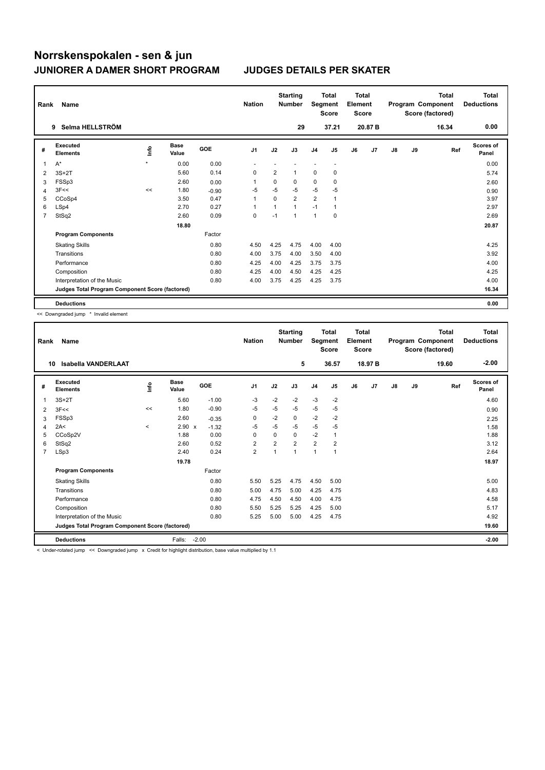# Norrskenspokalen - sen & jun

## JUNIORER A DAMER SHORT PROGRAM — JUDGES DETAILS PER SKATER

| Rank | Name | Nation | Starting Number | Total Segment Score | Total Element Score | Total Program Component Score (factored) | Total Deductions |
|---|---|---|---|---|---|---|---|
| 9 | Selma HELLSTRÖM | | 29 | 37.21 | 20.87 B | 16.34 | 0.00 |

| # | Executed Elements | Info | Base Value | GOE | J1 | J2 | J3 | J4 | J5 | J6 | J7 | J8 | J9 | Ref | Scores of Panel |
|---|---|---|---|---|---|---|---|---|---|---|---|---|---|---|---|
| 1 | A* | * | 0.00 | 0.00 | - | - | - | - | - | | | | | | 0.00 |
| 2 | 3S+2T | | 5.60 | 0.14 | 0 | 2 | 1 | 0 | 0 | | | | | | 5.74 |
| 3 | FSSp3 | | 2.60 | 0.00 | 1 | 0 | 0 | 0 | 0 | | | | | | 2.60 |
| 4 | 3F<< | << | 1.80 | -0.90 | -5 | -5 | -5 | -5 | -5 | | | | | | 0.90 |
| 5 | CCoSp4 | | 3.50 | 0.47 | 1 | 0 | 2 | 2 | 1 | | | | | | 3.97 |
| 6 | LSp4 | | 2.70 | 0.27 | 1 | 1 | 1 | -1 | 1 | | | | | | 2.97 |
| 7 | StSq2 | | 2.60 | 0.09 | 0 | -1 | 1 | 1 | 0 | | | | | | 2.69 |
| | | | 18.80 | | | | | | | | | | | | 20.87 |
| | **Program Components** | | | Factor | | | | | | | | | | | |
| | Skating Skills | | | 0.80 | 4.50 | 4.25 | 4.75 | 4.00 | 4.00 | | | | | | 4.25 |
| | Transitions | | | 0.80 | 4.00 | 3.75 | 4.00 | 3.50 | 4.00 | | | | | | 3.92 |
| | Performance | | | 0.80 | 4.25 | 4.00 | 4.25 | 3.75 | 3.75 | | | | | | 4.00 |
| | Composition | | | 0.80 | 4.25 | 4.00 | 4.50 | 4.25 | 4.25 | | | | | | 4.25 |
| | Interpretation of the Music | | | 0.80 | 4.00 | 3.75 | 4.25 | 4.25 | 3.75 | | | | | | 4.00 |
| | **Judges Total Program Component Score (factored)** | | | | | | | | | | | | | | 16.34 |
| | **Deductions** | | | | | | | | | | | | | | 0.00 |

<< Downgraded jump * Invalid element

| Rank | Name | Nation | Starting Number | Total Segment Score | Total Element Score | Total Program Component Score (factored) | Total Deductions |
|---|---|---|---|---|---|---|---|
| 10 | Isabella VANDERLAAT | | 5 | 36.57 | 18.97 B | 19.60 | -2.00 |

| # | Executed Elements | Info | Base Value | GOE | J1 | J2 | J3 | J4 | J5 | J6 | J7 | J8 | J9 | Ref | Scores of Panel |
|---|---|---|---|---|---|---|---|---|---|---|---|---|---|---|---|
| 1 | 3S+2T | | 5.60 | -1.00 | -3 | -2 | -2 | -3 | -2 | | | | | | 4.60 |
| 2 | 3F<< | << | 1.80 | -0.90 | -5 | -5 | -5 | -5 | -5 | | | | | | 0.90 |
| 3 | FSSp3 | | 2.60 | -0.35 | 0 | -2 | 0 | -2 | -2 | | | | | | 2.25 |
| 4 | 2A< | < | 2.90 x | -1.32 | -5 | -5 | -5 | -5 | -5 | | | | | | 1.58 |
| 5 | CCoSp2V | | 1.88 | 0.00 | 0 | 0 | 0 | -2 | 1 | | | | | | 1.88 |
| 6 | StSq2 | | 2.60 | 0.52 | 2 | 2 | 2 | 2 | 2 | | | | | | 3.12 |
| 7 | LSp3 | | 2.40 | 0.24 | 2 | 1 | 1 | 1 | 1 | | | | | | 2.64 |
| | | | 19.78 | | | | | | | | | | | | 18.97 |
| | **Program Components** | | | Factor | | | | | | | | | | | |
| | Skating Skills | | | 0.80 | 5.50 | 5.25 | 4.75 | 4.50 | 5.00 | | | | | | 5.00 |
| | Transitions | | | 0.80 | 5.00 | 4.75 | 5.00 | 4.25 | 4.75 | | | | | | 4.83 |
| | Performance | | | 0.80 | 4.75 | 4.50 | 4.50 | 4.00 | 4.75 | | | | | | 4.58 |
| | Composition | | | 0.80 | 5.50 | 5.25 | 5.25 | 4.25 | 5.00 | | | | | | 5.17 |
| | Interpretation of the Music | | | 0.80 | 5.25 | 5.00 | 5.00 | 4.25 | 4.75 | | | | | | 4.92 |
| | **Judges Total Program Component Score (factored)** | | | | | | | | | | | | | | 19.60 |
| | **Deductions** | | Falls: -2.00 | | | | | | | | | | | | -2.00 |

< Under-rotated jump << Downgraded jump x Credit for highlight distribution, base value multiplied by 1.1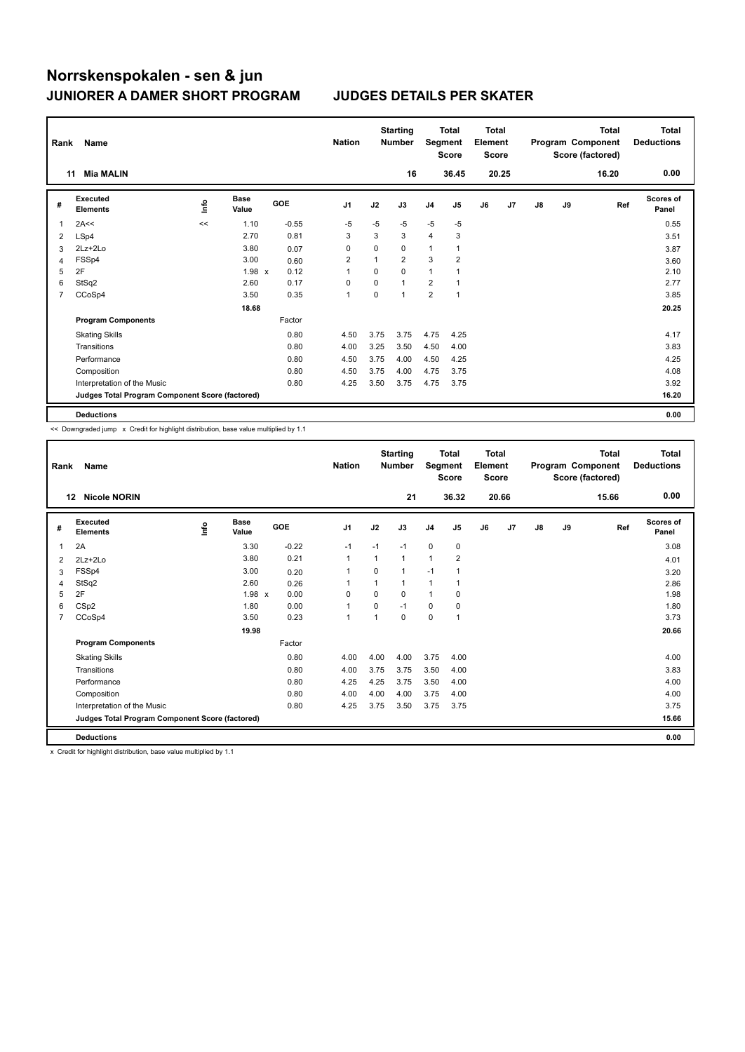# Norrskenspokalen - sen & jun

## JUNIORER A DAMER SHORT PROGRAM

## JUDGES DETAILS PER SKATER

| Rank | Name | Nation | Starting Number | Total Segment Score | Total Element Score | Total Program Component Score (factored) | Total Deductions |
|---|---|---|---|---|---|---|---|
| 11 | Mia MALIN | | 16 | 36.45 | 20.25 | 16.20 | 0.00 |

| # | Executed Elements | Info | Base Value | | GOE | J1 | J2 | J3 | J4 | J5 | J6 | J7 | J8 | J9 | Ref | Scores of Panel |
|---|---|---|---|---|---|---|---|---|---|---|---|---|---|---|---|---|
| 1 | 2A<< | << | 1.10 | | -0.55 | -5 | -5 | -5 | -5 | -5 | | | | | | 0.55 |
| 2 | LSp4 | | 2.70 | | 0.81 | 3 | 3 | 3 | 4 | 3 | | | | | | 3.51 |
| 3 | 2Lz+2Lo | | 3.80 | | 0.07 | 0 | 0 | 0 | 1 | 1 | | | | | | 3.87 |
| 4 | FSSp4 | | 3.00 | | 0.60 | 2 | 1 | 2 | 3 | 2 | | | | | | 3.60 |
| 5 | 2F | | 1.98 | x | 0.12 | 1 | 0 | 0 | 1 | 1 | | | | | | 2.10 |
| 6 | StSq2 | | 2.60 | | 0.17 | 0 | 0 | 1 | 2 | 1 | | | | | | 2.77 |
| 7 | CCoSp4 | | 3.50 | | 0.35 | 1 | 0 | 1 | 2 | 1 | | | | | | 3.85 |
| | | | 18.68 | | | | | | | | | | | | | 20.25 |
| | **Program Components** | | | | Factor | | | | | | | | | | | |
| | Skating Skills | | | | 0.80 | 4.50 | 3.75 | 3.75 | 4.75 | 4.25 | | | | | | 4.17 |
| | Transitions | | | | 0.80 | 4.00 | 3.25 | 3.50 | 4.50 | 4.00 | | | | | | 3.83 |
| | Performance | | | | 0.80 | 4.50 | 3.75 | 4.00 | 4.50 | 4.25 | | | | | | 4.25 |
| | Composition | | | | 0.80 | 4.50 | 3.75 | 4.00 | 4.75 | 3.75 | | | | | | 4.08 |
| | Interpretation of the Music | | | | 0.80 | 4.25 | 3.50 | 3.75 | 4.75 | 3.75 | | | | | | 3.92 |
| | **Judges Total Program Component Score (factored)** | | | | | | | | | | | | | | | 16.20 |
| | **Deductions** | | | | | | | | | | | | | | | 0.00 |

<< Downgraded jump x Credit for highlight distribution, base value multiplied by 1.1

| Rank | Name | Nation | Starting Number | Total Segment Score | Total Element Score | Total Program Component Score (factored) | Total Deductions |
|---|---|---|---|---|---|---|---|
| 12 | Nicole NORIN | | 21 | 36.32 | 20.66 | 15.66 | 0.00 |

| # | Executed Elements | Info | Base Value | | GOE | J1 | J2 | J3 | J4 | J5 | J6 | J7 | J8 | J9 | Ref | Scores of Panel |
|---|---|---|---|---|---|---|---|---|---|---|---|---|---|---|---|---|
| 1 | 2A | | 3.30 | | -0.22 | -1 | -1 | -1 | 0 | 0 | | | | | | 3.08 |
| 2 | 2Lz+2Lo | | 3.80 | | 0.21 | 1 | 1 | 1 | 1 | 2 | | | | | | 4.01 |
| 3 | FSSp4 | | 3.00 | | 0.20 | 1 | 0 | 1 | -1 | 1 | | | | | | 3.20 |
| 4 | StSq2 | | 2.60 | | 0.26 | 1 | 1 | 1 | 1 | 1 | | | | | | 2.86 |
| 5 | 2F | | 1.98 | x | 0.00 | 0 | 0 | 0 | 1 | 0 | | | | | | 1.98 |
| 6 | CSp2 | | 1.80 | | 0.00 | 1 | 0 | -1 | 0 | 0 | | | | | | 1.80 |
| 7 | CCoSp4 | | 3.50 | | 0.23 | 1 | 1 | 0 | 0 | 1 | | | | | | 3.73 |
| | | | 19.98 | | | | | | | | | | | | | 20.66 |
| | **Program Components** | | | | Factor | | | | | | | | | | | |
| | Skating Skills | | | | 0.80 | 4.00 | 4.00 | 4.00 | 3.75 | 4.00 | | | | | | 4.00 |
| | Transitions | | | | 0.80 | 4.00 | 3.75 | 3.75 | 3.50 | 4.00 | | | | | | 3.83 |
| | Performance | | | | 0.80 | 4.25 | 4.25 | 3.75 | 3.50 | 4.00 | | | | | | 4.00 |
| | Composition | | | | 0.80 | 4.00 | 4.00 | 4.00 | 3.75 | 4.00 | | | | | | 4.00 |
| | Interpretation of the Music | | | | 0.80 | 4.25 | 3.75 | 3.50 | 3.75 | 3.75 | | | | | | 3.75 |
| | **Judges Total Program Component Score (factored)** | | | | | | | | | | | | | | | 15.66 |
| | **Deductions** | | | | | | | | | | | | | | | 0.00 |

x Credit for highlight distribution, base value multiplied by 1.1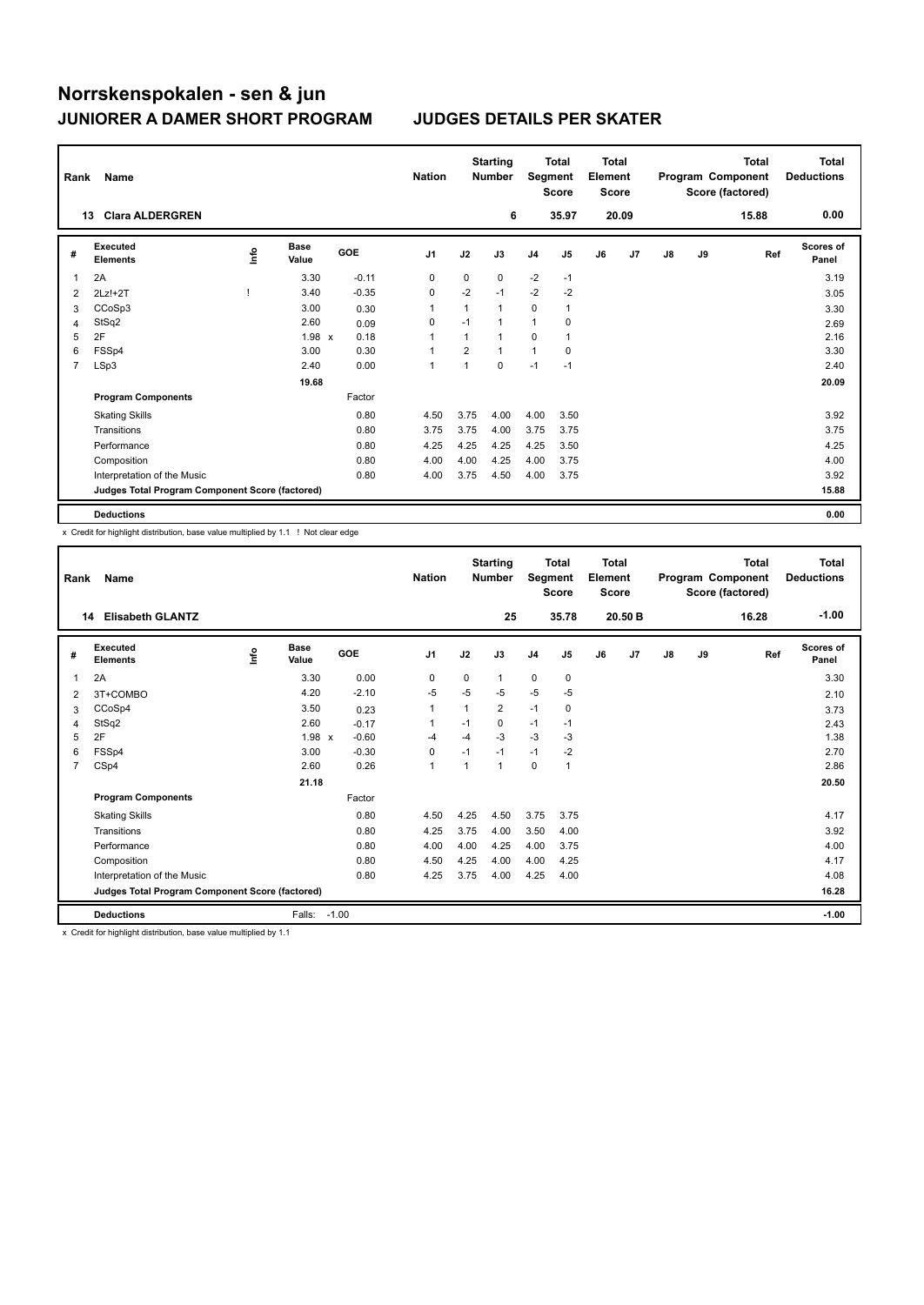# Norrskenspokalen - sen & jun

## JUNIORER A DAMER SHORT PROGRAM

## JUDGES DETAILS PER SKATER

| Rank | Name | Nation | Starting Number | Total Segment Score | Total Element Score | Total Program Component Score (factored) | Total Deductions |
|---|---|---|---|---|---|---|---|
| 13 | Clara ALDERGREN | | 6 | 35.97 | 20.09 | 15.88 | 0.00 |

| # | Executed Elements | Info | Base Value | | GOE | J1 | J2 | J3 | J4 | J5 | J6 | J7 | J8 | J9 | Ref | Scores of Panel |
|---|---|---|---|---|---|---|---|---|---|---|---|---|---|---|---|---|
| 1 | 2A | | 3.30 | | -0.11 | 0 | 0 | 0 | -2 | -1 | | | | | | 3.19 |
| 2 | 2Lz!+2T | ! | 3.40 | | -0.35 | 0 | -2 | -1 | -2 | -2 | | | | | | 3.05 |
| 3 | CCoSp3 | | 3.00 | | 0.30 | 1 | 1 | 1 | 0 | 1 | | | | | | 3.30 |
| 4 | StSq2 | | 2.60 | | 0.09 | 0 | -1 | 1 | 1 | 0 | | | | | | 2.69 |
| 5 | 2F | | 1.98 | x | 0.18 | 1 | 1 | 1 | 0 | 1 | | | | | | 2.16 |
| 6 | FSSp4 | | 3.00 | | 0.30 | 1 | 2 | 1 | 1 | 0 | | | | | | 3.30 |
| 7 | LSp3 | | 2.40 | | 0.00 | 1 | 1 | 0 | -1 | -1 | | | | | | 2.40 |
| | | | 19.68 | | | | | | | | | | | | | 20.09 |
| | **Program Components** | | | | Factor | | | | | | | | | | | |
| | Skating Skills | | | | 0.80 | 4.50 | 3.75 | 4.00 | 4.00 | 3.50 | | | | | | 3.92 |
| | Transitions | | | | 0.80 | 3.75 | 3.75 | 4.00 | 3.75 | 3.75 | | | | | | 3.75 |
| | Performance | | | | 0.80 | 4.25 | 4.25 | 4.25 | 4.25 | 3.50 | | | | | | 4.25 |
| | Composition | | | | 0.80 | 4.00 | 4.00 | 4.25 | 4.00 | 3.75 | | | | | | 4.00 |
| | Interpretation of the Music | | | | 0.80 | 4.00 | 3.75 | 4.50 | 4.00 | 3.75 | | | | | | 3.92 |
| | **Judges Total Program Component Score (factored)** | | | | | | | | | | | | | | | 15.88 |
| | **Deductions** | | | | | | | | | | | | | | | 0.00 |

x Credit for highlight distribution, base value multiplied by 1.1 ! Not clear edge

| Rank | Name | Nation | Starting Number | Total Segment Score | Total Element Score | Total Program Component Score (factored) | Total Deductions |
|---|---|---|---|---|---|---|---|
| 14 | Elisabeth GLANTZ | | 25 | 35.78 | 20.50 B | 16.28 | -1.00 |

| # | Executed Elements | Info | Base Value | | GOE | J1 | J2 | J3 | J4 | J5 | J6 | J7 | J8 | J9 | Ref | Scores of Panel |
|---|---|---|---|---|---|---|---|---|---|---|---|---|---|---|---|---|
| 1 | 2A | | 3.30 | | 0.00 | 0 | 0 | 1 | 0 | 0 | | | | | | 3.30 |
| 2 | 3T+COMBO | | 4.20 | | -2.10 | -5 | -5 | -5 | -5 | -5 | | | | | | 2.10 |
| 3 | CCoSp4 | | 3.50 | | 0.23 | 1 | 1 | 2 | -1 | 0 | | | | | | 3.73 |
| 4 | StSq2 | | 2.60 | | -0.17 | 1 | -1 | 0 | -1 | -1 | | | | | | 2.43 |
| 5 | 2F | | 1.98 | x | -0.60 | -4 | -4 | -3 | -3 | -3 | | | | | | 1.38 |
| 6 | FSSp4 | | 3.00 | | -0.30 | 0 | -1 | -1 | -1 | -2 | | | | | | 2.70 |
| 7 | CSp4 | | 2.60 | | 0.26 | 1 | 1 | 1 | 0 | 1 | | | | | | 2.86 |
| | | | 21.18 | | | | | | | | | | | | | 20.50 |
| | **Program Components** | | | | Factor | | | | | | | | | | | |
| | Skating Skills | | | | 0.80 | 4.50 | 4.25 | 4.50 | 3.75 | 3.75 | | | | | | 4.17 |
| | Transitions | | | | 0.80 | 4.25 | 3.75 | 4.00 | 3.50 | 4.00 | | | | | | 3.92 |
| | Performance | | | | 0.80 | 4.00 | 4.00 | 4.25 | 4.00 | 3.75 | | | | | | 4.00 |
| | Composition | | | | 0.80 | 4.50 | 4.25 | 4.00 | 4.00 | 4.25 | | | | | | 4.17 |
| | Interpretation of the Music | | | | 0.80 | 4.25 | 3.75 | 4.00 | 4.25 | 4.00 | | | | | | 4.08 |
| | **Judges Total Program Component Score (factored)** | | | | | | | | | | | | | | | 16.28 |
| | **Deductions** | | Falls: | -1.00 | | | | | | | | | | | | -1.00 |

x Credit for highlight distribution, base value multiplied by 1.1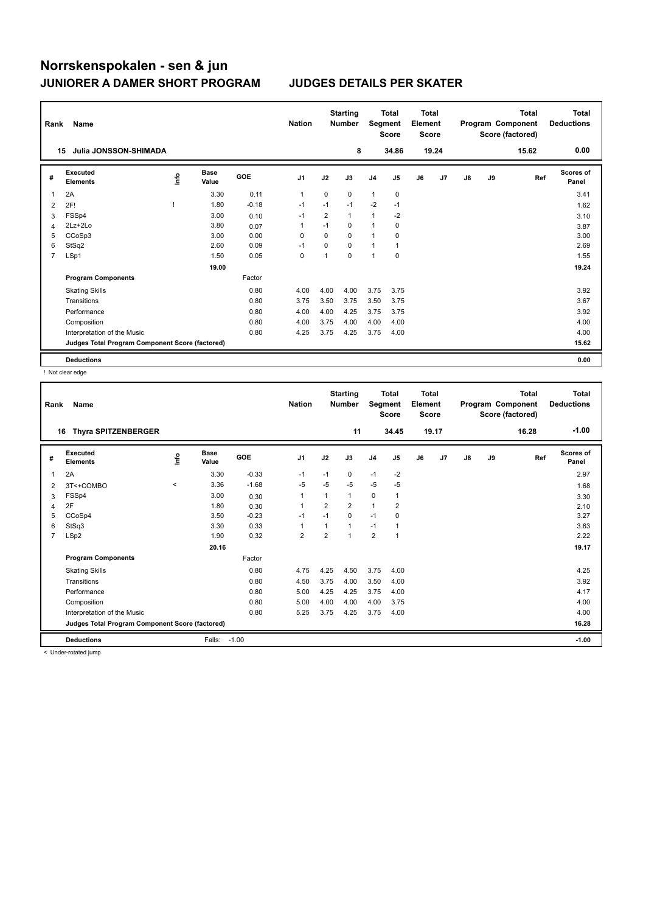# Norrskenspokalen - sen & jun

## JUNIORER A DAMER SHORT PROGRAM — JUDGES DETAILS PER SKATER

| Rank | Name | Nation | Starting Number | Total Segment Score | Total Element Score | Total Program Component Score (factored) | Total Deductions |
|---|---|---|---|---|---|---|---|
| 15 | Julia JONSSON-SHIMADA | | 8 | 34.86 | 19.24 | 15.62 | 0.00 |

| # | Executed Elements | Info | Base Value | GOE | J1 | J2 | J3 | J4 | J5 | J6 | J7 | J8 | J9 | Ref | Scores of Panel |
|---|---|---|---|---|---|---|---|---|---|---|---|---|---|---|---|
| 1 | 2A | | 3.30 | 0.11 | 1 | 0 | 0 | 1 | 0 | | | | | | 3.41 |
| 2 | 2F! | ! | 1.80 | -0.18 | -1 | -1 | -1 | -2 | -1 | | | | | | 1.62 |
| 3 | FSSp4 | | 3.00 | 0.10 | -1 | 2 | 1 | 1 | -2 | | | | | | 3.10 |
| 4 | 2Lz+2Lo | | 3.80 | 0.07 | 1 | -1 | 0 | 1 | 0 | | | | | | 3.87 |
| 5 | CCoSp3 | | 3.00 | 0.00 | 0 | 0 | 0 | 1 | 0 | | | | | | 3.00 |
| 6 | StSq2 | | 2.60 | 0.09 | -1 | 0 | 0 | 1 | 1 | | | | | | 2.69 |
| 7 | LSp1 | | 1.50 | 0.05 | 0 | 1 | 0 | 1 | 0 | | | | | | 1.55 |
| | | | 19.00 | | | | | | | | | | | | 19.24 |
| | **Program Components** | | | Factor | | | | | | | | | | | |
| | Skating Skills | | | 0.80 | 4.00 | 4.00 | 4.00 | 3.75 | 3.75 | | | | | | 3.92 |
| | Transitions | | | 0.80 | 3.75 | 3.50 | 3.75 | 3.50 | 3.75 | | | | | | 3.67 |
| | Performance | | | 0.80 | 4.00 | 4.00 | 4.25 | 3.75 | 3.75 | | | | | | 3.92 |
| | Composition | | | 0.80 | 4.00 | 3.75 | 4.00 | 4.00 | 4.00 | | | | | | 4.00 |
| | Interpretation of the Music | | | 0.80 | 4.25 | 3.75 | 4.25 | 3.75 | 4.00 | | | | | | 4.00 |
| | **Judges Total Program Component Score (factored)** | | | | | | | | | | | | | | 15.62 |
| | **Deductions** | | | | | | | | | | | | | | 0.00 |

! Not clear edge

| Rank | Name | Nation | Starting Number | Total Segment Score | Total Element Score | Total Program Component Score (factored) | Total Deductions |
|---|---|---|---|---|---|---|---|
| 16 | Thyra SPITZENBERGER | | 11 | 34.45 | 19.17 | 16.28 | -1.00 |

| # | Executed Elements | Info | Base Value | GOE | J1 | J2 | J3 | J4 | J5 | J6 | J7 | J8 | J9 | Ref | Scores of Panel |
|---|---|---|---|---|---|---|---|---|---|---|---|---|---|---|---|
| 1 | 2A | | 3.30 | -0.33 | -1 | -1 | 0 | -1 | -2 | | | | | | 2.97 |
| 2 | 3T<+COMBO | < | 3.36 | -1.68 | -5 | -5 | -5 | -5 | -5 | | | | | | 1.68 |
| 3 | FSSp4 | | 3.00 | 0.30 | 1 | 1 | 1 | 0 | 1 | | | | | | 3.30 |
| 4 | 2F | | 1.80 | 0.30 | 1 | 2 | 2 | 1 | 2 | | | | | | 2.10 |
| 5 | CCoSp4 | | 3.50 | -0.23 | -1 | -1 | 0 | -1 | 0 | | | | | | 3.27 |
| 6 | StSq3 | | 3.30 | 0.33 | 1 | 1 | 1 | -1 | 1 | | | | | | 3.63 |
| 7 | LSp2 | | 1.90 | 0.32 | 2 | 2 | 1 | 2 | 1 | | | | | | 2.22 |
| | | | 20.16 | | | | | | | | | | | | 19.17 |
| | **Program Components** | | | Factor | | | | | | | | | | | |
| | Skating Skills | | | 0.80 | 4.75 | 4.25 | 4.50 | 3.75 | 4.00 | | | | | | 4.25 |
| | Transitions | | | 0.80 | 4.50 | 3.75 | 4.00 | 3.50 | 4.00 | | | | | | 3.92 |
| | Performance | | | 0.80 | 5.00 | 4.25 | 4.25 | 3.75 | 4.00 | | | | | | 4.17 |
| | Composition | | | 0.80 | 5.00 | 4.00 | 4.00 | 4.00 | 3.75 | | | | | | 4.00 |
| | Interpretation of the Music | | | 0.80 | 5.25 | 3.75 | 4.25 | 3.75 | 4.00 | | | | | | 4.00 |
| | **Judges Total Program Component Score (factored)** | | | | | | | | | | | | | | 16.28 |
| | **Deductions** | | Falls: | -1.00 | | | | | | | | | | | -1.00 |

< Under-rotated jump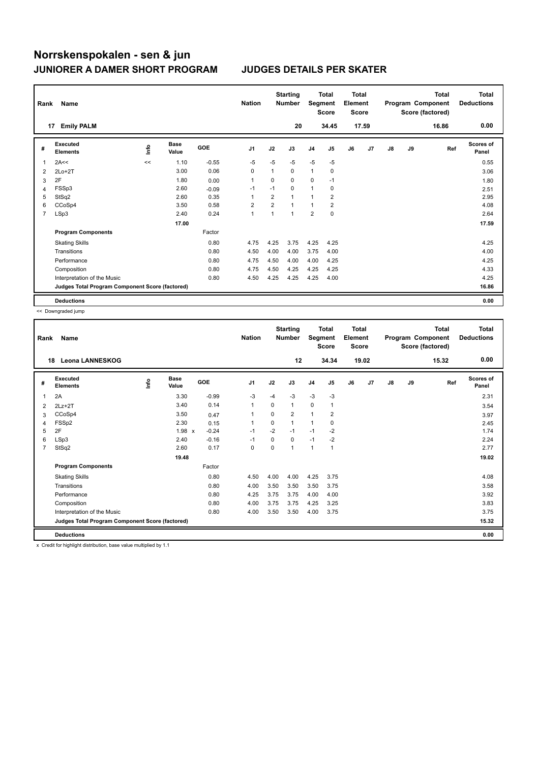# Norrskenspokalen - sen & jun

## JUNIORER A DAMER SHORT PROGRAM

## JUDGES DETAILS PER SKATER

| Rank | Name | Nation | Starting Number | Total Segment Score | Total Element Score | Total Program Component Score (factored) | Total Deductions |
|---|---|---|---|---|---|---|---|
| 17 | Emily PALM | | 20 | 34.45 | 17.59 | 16.86 | 0.00 |

| # | Executed Elements | Info | Base Value | GOE | J1 | J2 | J3 | J4 | J5 | J6 | J7 | J8 | J9 | Ref | Scores of Panel |
|---|---|---|---|---|---|---|---|---|---|---|---|---|---|---|---|
| 1 | 2A<< | << | 1.10 | -0.55 | -5 | -5 | -5 | -5 | -5 | | | | | | 0.55 |
| 2 | 2Lo+2T | | 3.00 | 0.06 | 0 | 1 | 0 | 1 | 0 | | | | | | 3.06 |
| 3 | 2F | | 1.80 | 0.00 | 1 | 0 | 0 | 0 | -1 | | | | | | 1.80 |
| 4 | FSSp3 | | 2.60 | -0.09 | -1 | -1 | 0 | 1 | 0 | | | | | | 2.51 |
| 5 | StSq2 | | 2.60 | 0.35 | 1 | 2 | 1 | 1 | 2 | | | | | | 2.95 |
| 6 | CCoSp4 | | 3.50 | 0.58 | 2 | 2 | 1 | 1 | 2 | | | | | | 4.08 |
| 7 | LSp3 | | 2.40 | 0.24 | 1 | 1 | 1 | 2 | 0 | | | | | | 2.64 |
| | | | 17.00 | | | | | | | | | | | | 17.59 |
| | **Program Components** | | | Factor | | | | | | | | | | | |
| | Skating Skills | | | 0.80 | 4.75 | 4.25 | 3.75 | 4.25 | 4.25 | | | | | | 4.25 |
| | Transitions | | | 0.80 | 4.50 | 4.00 | 4.00 | 3.75 | 4.00 | | | | | | 4.00 |
| | Performance | | | 0.80 | 4.75 | 4.50 | 4.00 | 4.00 | 4.25 | | | | | | 4.25 |
| | Composition | | | 0.80 | 4.75 | 4.50 | 4.25 | 4.25 | 4.25 | | | | | | 4.33 |
| | Interpretation of the Music | | | 0.80 | 4.50 | 4.25 | 4.25 | 4.25 | 4.00 | | | | | | 4.25 |
| | **Judges Total Program Component Score (factored)** | | | | | | | | | | | | | | 16.86 |
| | **Deductions** | | | | | | | | | | | | | | 0.00 |

<< Downgraded jump

| Rank | Name | Nation | Starting Number | Total Segment Score | Total Element Score | Total Program Component Score (factored) | Total Deductions |
|---|---|---|---|---|---|---|---|
| 18 | Leona LANNESKOG | | 12 | 34.34 | 19.02 | 15.32 | 0.00 |

| # | Executed Elements | Info | Base Value | GOE | J1 | J2 | J3 | J4 | J5 | J6 | J7 | J8 | J9 | Ref | Scores of Panel |
|---|---|---|---|---|---|---|---|---|---|---|---|---|---|---|---|
| 1 | 2A | | 3.30 | -0.99 | -3 | -4 | -3 | -3 | -3 | | | | | | 2.31 |
| 2 | 2Lz+2T | | 3.40 | 0.14 | 1 | 0 | 1 | 0 | 1 | | | | | | 3.54 |
| 3 | CCoSp4 | | 3.50 | 0.47 | 1 | 0 | 2 | 1 | 2 | | | | | | 3.97 |
| 4 | FSSp2 | | 2.30 | 0.15 | 1 | 0 | 1 | 1 | 0 | | | | | | 2.45 |
| 5 | 2F | | 1.98 x | -0.24 | -1 | -2 | -1 | -1 | -2 | | | | | | 1.74 |
| 6 | LSp3 | | 2.40 | -0.16 | -1 | 0 | 0 | -1 | -2 | | | | | | 2.24 |
| 7 | StSq2 | | 2.60 | 0.17 | 0 | 0 | 1 | 1 | 1 | | | | | | 2.77 |
| | | | 19.48 | | | | | | | | | | | | 19.02 |
| | **Program Components** | | | Factor | | | | | | | | | | | |
| | Skating Skills | | | 0.80 | 4.50 | 4.00 | 4.00 | 4.25 | 3.75 | | | | | | 4.08 |
| | Transitions | | | 0.80 | 4.00 | 3.50 | 3.50 | 3.50 | 3.75 | | | | | | 3.58 |
| | Performance | | | 0.80 | 4.25 | 3.75 | 3.75 | 4.00 | 4.00 | | | | | | 3.92 |
| | Composition | | | 0.80 | 4.00 | 3.75 | 3.75 | 4.25 | 3.25 | | | | | | 3.83 |
| | Interpretation of the Music | | | 0.80 | 4.00 | 3.50 | 3.50 | 4.00 | 3.75 | | | | | | 3.75 |
| | **Judges Total Program Component Score (factored)** | | | | | | | | | | | | | | 15.32 |
| | **Deductions** | | | | | | | | | | | | | | 0.00 |

x Credit for highlight distribution, base value multiplied by 1.1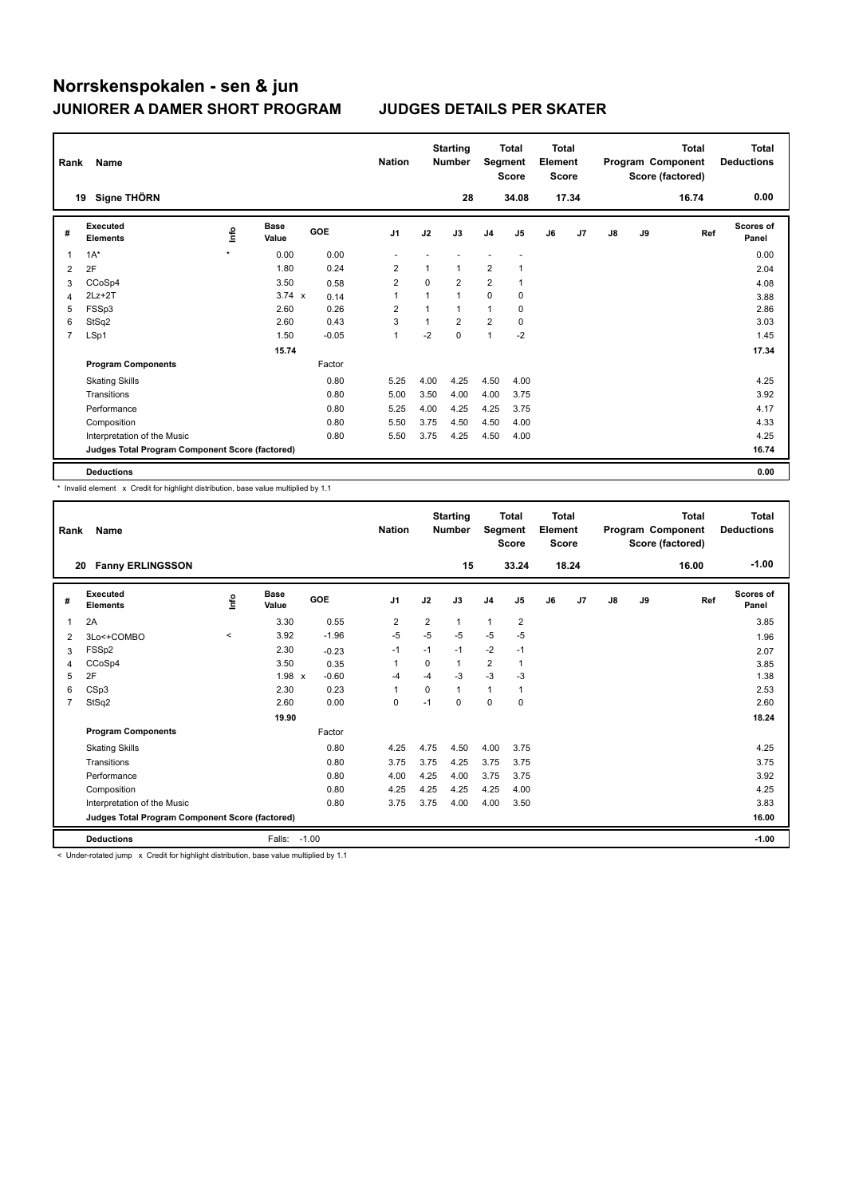# Norrskenspokalen - sen & jun

## JUNIORER A DAMER SHORT PROGRAM — JUDGES DETAILS PER SKATER

| Rank | Name | Nation | Starting Number | Total Segment Score | Total Element Score | Total Program Component Score (factored) | Total Deductions |
|---|---|---|---|---|---|---|---|
| 19 | Signe THÖRN | | 28 | 34.08 | 17.34 | 16.74 | 0.00 |

| # | Executed Elements | Info | Base Value | | GOE | J1 | J2 | J3 | J4 | J5 | J6 | J7 | J8 | J9 | Ref | Scores of Panel |
|---|---|---|---|---|---|---|---|---|---|---|---|---|---|---|---|---|
| 1 | 1A* | * | 0.00 | | 0.00 | - | - | - | - | - | | | | | | 0.00 |
| 2 | 2F | | 1.80 | | 0.24 | 2 | 1 | 1 | 2 | 1 | | | | | | 2.04 |
| 3 | CCoSp4 | | 3.50 | | 0.58 | 2 | 0 | 2 | 2 | 1 | | | | | | 4.08 |
| 4 | 2Lz+2T | | 3.74 | x | 0.14 | 1 | 1 | 1 | 0 | 0 | | | | | | 3.88 |
| 5 | FSSp3 | | 2.60 | | 0.26 | 2 | 1 | 1 | 1 | 0 | | | | | | 2.86 |
| 6 | StSq2 | | 2.60 | | 0.43 | 3 | 1 | 2 | 2 | 0 | | | | | | 3.03 |
| 7 | LSp1 | | 1.50 | | -0.05 | 1 | -2 | 0 | 1 | -2 | | | | | | 1.45 |
| | | | 15.74 | | | | | | | | | | | | | 17.34 |
| | **Program Components** | | | | Factor | | | | | | | | | | | |
| | Skating Skills | | | | 0.80 | 5.25 | 4.00 | 4.25 | 4.50 | 4.00 | | | | | | 4.25 |
| | Transitions | | | | 0.80 | 5.00 | 3.50 | 4.00 | 4.00 | 3.75 | | | | | | 3.92 |
| | Performance | | | | 0.80 | 5.25 | 4.00 | 4.25 | 4.25 | 3.75 | | | | | | 4.17 |
| | Composition | | | | 0.80 | 5.50 | 3.75 | 4.50 | 4.50 | 4.00 | | | | | | 4.33 |
| | Interpretation of the Music | | | | 0.80 | 5.50 | 3.75 | 4.25 | 4.50 | 4.00 | | | | | | 4.25 |
| | **Judges Total Program Component Score (factored)** | | | | | | | | | | | | | | | 16.74 |
| | **Deductions** | | | | | | | | | | | | | | | 0.00 |

\* Invalid element x Credit for highlight distribution, base value multiplied by 1.1

| Rank | Name | Nation | Starting Number | Total Segment Score | Total Element Score | Total Program Component Score (factored) | Total Deductions |
|---|---|---|---|---|---|---|---|
| 20 | Fanny ERLINGSSON | | 15 | 33.24 | 18.24 | 16.00 | -1.00 |

| # | Executed Elements | Info | Base Value | | GOE | J1 | J2 | J3 | J4 | J5 | J6 | J7 | J8 | J9 | Ref | Scores of Panel |
|---|---|---|---|---|---|---|---|---|---|---|---|---|---|---|---|---|
| 1 | 2A | | 3.30 | | 0.55 | 2 | 2 | 1 | 1 | 2 | | | | | | 3.85 |
| 2 | 3Lo<+COMBO | < | 3.92 | | -1.96 | -5 | -5 | -5 | -5 | -5 | | | | | | 1.96 |
| 3 | FSSp2 | | 2.30 | | -0.23 | -1 | -1 | -1 | -2 | -1 | | | | | | 2.07 |
| 4 | CCoSp4 | | 3.50 | | 0.35 | 1 | 0 | 1 | 2 | 1 | | | | | | 3.85 |
| 5 | 2F | | 1.98 | x | -0.60 | -4 | -4 | -3 | -3 | -3 | | | | | | 1.38 |
| 6 | CSp3 | | 2.30 | | 0.23 | 1 | 0 | 1 | 1 | 1 | | | | | | 2.53 |
| 7 | StSq2 | | 2.60 | | 0.00 | 0 | -1 | 0 | 0 | 0 | | | | | | 2.60 |
| | | | 19.90 | | | | | | | | | | | | | 18.24 |
| | **Program Components** | | | | Factor | | | | | | | | | | | |
| | Skating Skills | | | | 0.80 | 4.25 | 4.75 | 4.50 | 4.00 | 3.75 | | | | | | 4.25 |
| | Transitions | | | | 0.80 | 3.75 | 3.75 | 4.25 | 3.75 | 3.75 | | | | | | 3.75 |
| | Performance | | | | 0.80 | 4.00 | 4.25 | 4.00 | 3.75 | 3.75 | | | | | | 3.92 |
| | Composition | | | | 0.80 | 4.25 | 4.25 | 4.25 | 4.25 | 4.00 | | | | | | 4.25 |
| | Interpretation of the Music | | | | 0.80 | 3.75 | 3.75 | 4.00 | 4.00 | 3.50 | | | | | | 3.83 |
| | **Judges Total Program Component Score (factored)** | | | | | | | | | | | | | | | 16.00 |
| | **Deductions** | | Falls: | -1.00 | | | | | | | | | | | | -1.00 |

< Under-rotated jump x Credit for highlight distribution, base value multiplied by 1.1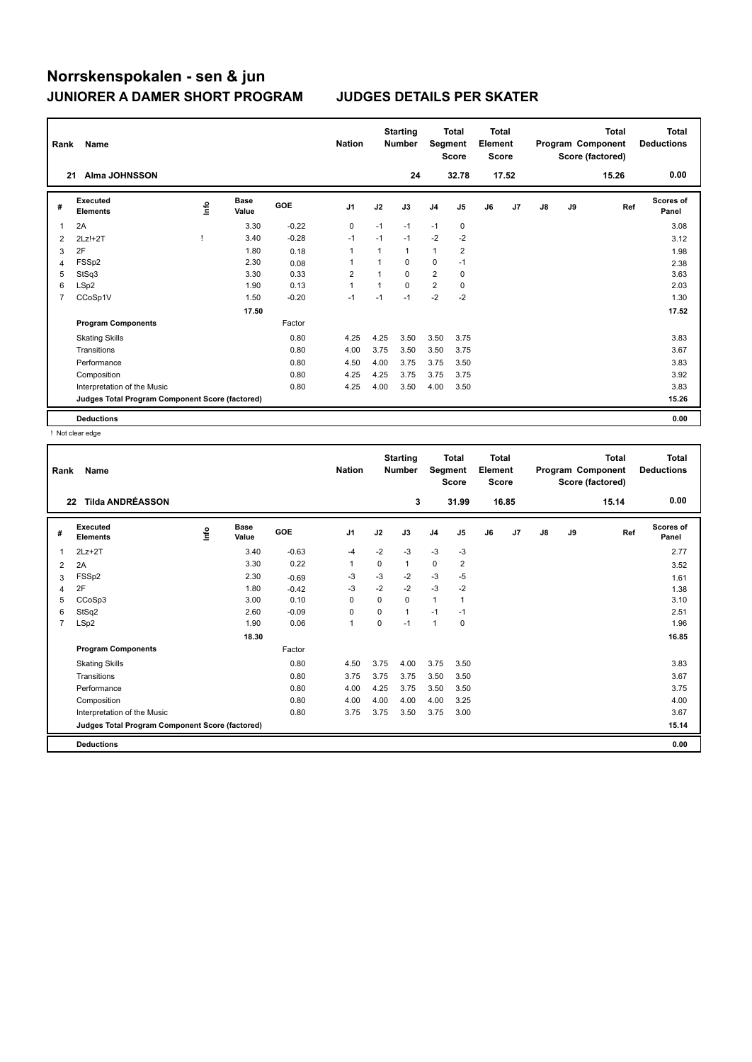# Norrskenspokalen - sen & jun

## JUNIORER A DAMER SHORT PROGRAM — JUDGES DETAILS PER SKATER

| Rank | Name | Nation | Starting Number | Total Segment Score | Total Element Score | Total Program Component Score (factored) | Total Deductions |
|---|---|---|---|---|---|---|---|
| 21 | Alma JOHNSSON | | 24 | 32.78 | 17.52 | 15.26 | 0.00 |

| # | Executed Elements | Info | Base Value | GOE | J1 | J2 | J3 | J4 | J5 | J6 | J7 | J8 | J9 | Ref | Scores of Panel |
|---|---|---|---|---|---|---|---|---|---|---|---|---|---|---|---|
| 1 | 2A | | 3.30 | -0.22 | 0 | -1 | -1 | -1 | 0 | | | | | | 3.08 |
| 2 | 2Lz!+2T | ! | 3.40 | -0.28 | -1 | -1 | -1 | -2 | -2 | | | | | | 3.12 |
| 3 | 2F | | 1.80 | 0.18 | 1 | 1 | 1 | 1 | 2 | | | | | | 1.98 |
| 4 | FSSp2 | | 2.30 | 0.08 | 1 | 1 | 0 | 0 | -1 | | | | | | 2.38 |
| 5 | StSq3 | | 3.30 | 0.33 | 2 | 1 | 0 | 2 | 0 | | | | | | 3.63 |
| 6 | LSp2 | | 1.90 | 0.13 | 1 | 1 | 0 | 2 | 0 | | | | | | 2.03 |
| 7 | CCoSp1V | | 1.50 | -0.20 | -1 | -1 | -1 | -2 | -2 | | | | | | 1.30 |
| | | | 17.50 | | | | | | | | | | | | 17.52 |
| | **Program Components** | | | Factor | | | | | | | | | | | |
| | Skating Skills | | | 0.80 | 4.25 | 4.25 | 3.50 | 3.50 | 3.75 | | | | | | 3.83 |
| | Transitions | | | 0.80 | 4.00 | 3.75 | 3.50 | 3.50 | 3.75 | | | | | | 3.67 |
| | Performance | | | 0.80 | 4.50 | 4.00 | 3.75 | 3.75 | 3.50 | | | | | | 3.83 |
| | Composition | | | 0.80 | 4.25 | 4.25 | 3.75 | 3.75 | 3.75 | | | | | | 3.92 |
| | Interpretation of the Music | | | 0.80 | 4.25 | 4.00 | 3.50 | 4.00 | 3.50 | | | | | | 3.83 |
| | **Judges Total Program Component Score (factored)** | | | | | | | | | | | | | | 15.26 |
| | **Deductions** | | | | | | | | | | | | | | 0.00 |

! Not clear edge

| Rank | Name | Nation | Starting Number | Total Segment Score | Total Element Score | Total Program Component Score (factored) | Total Deductions |
|---|---|---|---|---|---|---|---|
| 22 | Tilda ANDRÉASSON | | 3 | 31.99 | 16.85 | 15.14 | 0.00 |

| # | Executed Elements | Info | Base Value | GOE | J1 | J2 | J3 | J4 | J5 | J6 | J7 | J8 | J9 | Ref | Scores of Panel |
|---|---|---|---|---|---|---|---|---|---|---|---|---|---|---|---|
| 1 | 2Lz+2T | | 3.40 | -0.63 | -4 | -2 | -3 | -3 | -3 | | | | | | 2.77 |
| 2 | 2A | | 3.30 | 0.22 | 1 | 0 | 1 | 0 | 2 | | | | | | 3.52 |
| 3 | FSSp2 | | 2.30 | -0.69 | -3 | -3 | -2 | -3 | -5 | | | | | | 1.61 |
| 4 | 2F | | 1.80 | -0.42 | -3 | -2 | -2 | -3 | -2 | | | | | | 1.38 |
| 5 | CCoSp3 | | 3.00 | 0.10 | 0 | 0 | 0 | 1 | 1 | | | | | | 3.10 |
| 6 | StSq2 | | 2.60 | -0.09 | 0 | 0 | 1 | -1 | -1 | | | | | | 2.51 |
| 7 | LSp2 | | 1.90 | 0.06 | 1 | 0 | -1 | 1 | 0 | | | | | | 1.96 |
| | | | 18.30 | | | | | | | | | | | | 16.85 |
| | **Program Components** | | | Factor | | | | | | | | | | | |
| | Skating Skills | | | 0.80 | 4.50 | 3.75 | 4.00 | 3.75 | 3.50 | | | | | | 3.83 |
| | Transitions | | | 0.80 | 3.75 | 3.75 | 3.75 | 3.50 | 3.50 | | | | | | 3.67 |
| | Performance | | | 0.80 | 4.00 | 4.25 | 3.75 | 3.50 | 3.50 | | | | | | 3.75 |
| | Composition | | | 0.80 | 4.00 | 4.00 | 4.00 | 4.00 | 3.25 | | | | | | 4.00 |
| | Interpretation of the Music | | | 0.80 | 3.75 | 3.75 | 3.50 | 3.75 | 3.00 | | | | | | 3.67 |
| | **Judges Total Program Component Score (factored)** | | | | | | | | | | | | | | 15.14 |
| | **Deductions** | | | | | | | | | | | | | | 0.00 |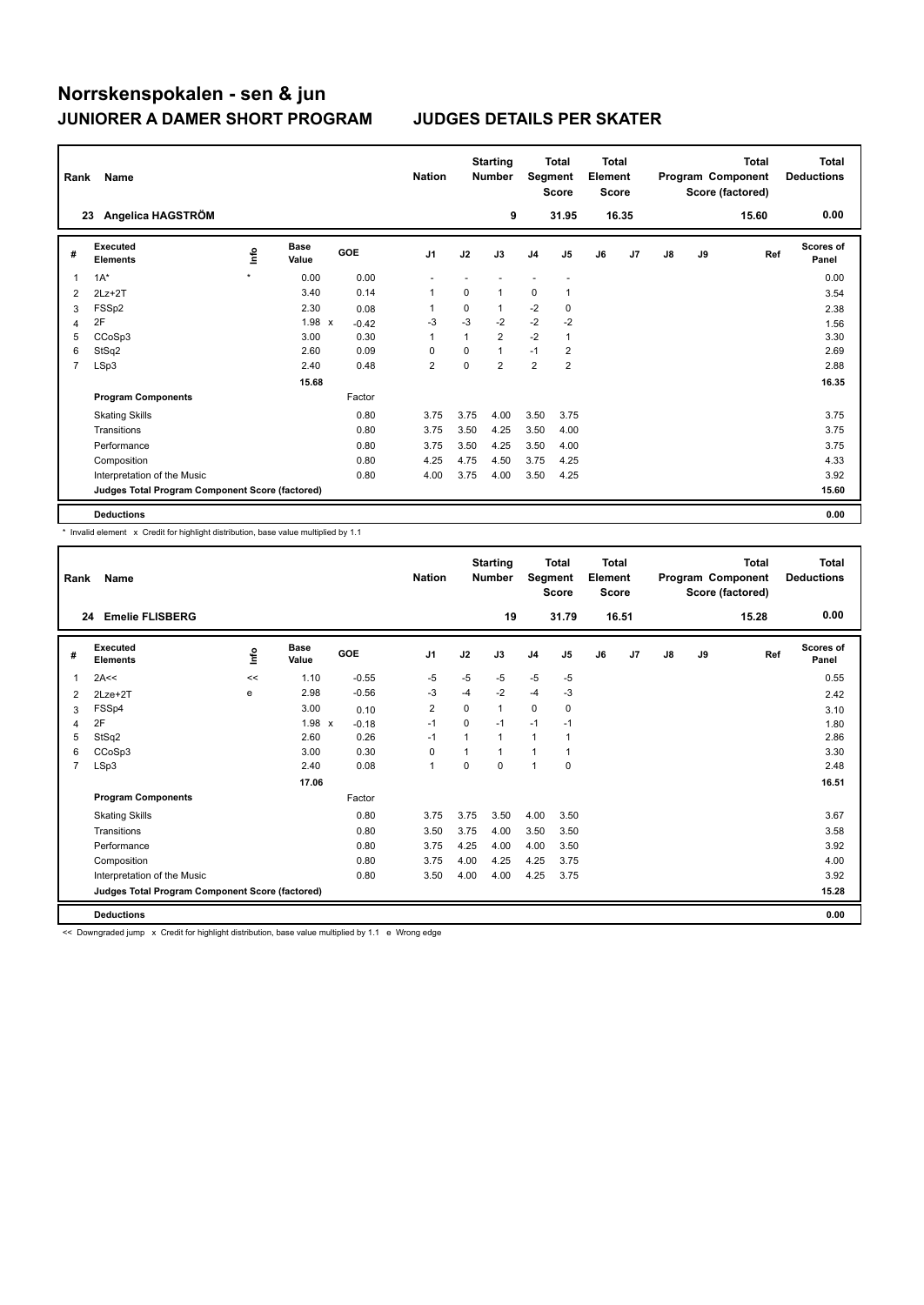# Norrskenspokalen - sen & jun

## JUNIORER A DAMER SHORT PROGRAM

### JUDGES DETAILS PER SKATER

| Rank | Name | Nation | Starting Number | Total Segment Score | Total Element Score | Total Program Component Score (factored) | Total Deductions |
|---|---|---|---|---|---|---|---|
| 23 | Angelica HAGSTRÖM | | 9 | 31.95 | 16.35 | 15.60 | 0.00 |

| # | Executed Elements | Info | Base Value | GOE | J1 | J2 | J3 | J4 | J5 | J6 | J7 | J8 | J9 | Ref | Scores of Panel |
|---|---|---|---|---|---|---|---|---|---|---|---|---|---|---|---|
| 1 | 1A* | * | 0.00 | 0.00 | - | - | - | - | - | | | | | | 0.00 |
| 2 | 2Lz+2T | | 3.40 | 0.14 | 1 | 0 | 1 | 0 | 1 | | | | | | 3.54 |
| 3 | FSSp2 | | 2.30 | 0.08 | 1 | 0 | 1 | -2 | 0 | | | | | | 2.38 |
| 4 | 2F | | 1.98 x | -0.42 | -3 | -3 | -2 | -2 | -2 | | | | | | 1.56 |
| 5 | CCoSp3 | | 3.00 | 0.30 | 1 | 1 | 2 | -2 | 1 | | | | | | 3.30 |
| 6 | StSq2 | | 2.60 | 0.09 | 0 | 0 | 1 | -1 | 2 | | | | | | 2.69 |
| 7 | LSp3 | | 2.40 | 0.48 | 2 | 0 | 2 | 2 | 2 | | | | | | 2.88 |
| | | | 15.68 | | | | | | | | | | | | 16.35 |
| | **Program Components** | | | Factor | | | | | | | | | | | |
| | Skating Skills | | | 0.80 | 3.75 | 3.75 | 4.00 | 3.50 | 3.75 | | | | | | 3.75 |
| | Transitions | | | 0.80 | 3.75 | 3.50 | 4.25 | 3.50 | 4.00 | | | | | | 3.75 |
| | Performance | | | 0.80 | 3.75 | 3.50 | 4.25 | 3.50 | 4.00 | | | | | | 3.75 |
| | Composition | | | 0.80 | 4.25 | 4.75 | 4.50 | 3.75 | 4.25 | | | | | | 4.33 |
| | Interpretation of the Music | | | 0.80 | 4.00 | 3.75 | 4.00 | 3.50 | 4.25 | | | | | | 3.92 |
| | **Judges Total Program Component Score (factored)** | | | | | | | | | | | | | | 15.60 |
| | **Deductions** | | | | | | | | | | | | | | 0.00 |

\* Invalid element x Credit for highlight distribution, base value multiplied by 1.1

| Rank | Name | Nation | Starting Number | Total Segment Score | Total Element Score | Total Program Component Score (factored) | Total Deductions |
|---|---|---|---|---|---|---|---|
| 24 | Emelie FLISBERG | | 19 | 31.79 | 16.51 | 15.28 | 0.00 |

| # | Executed Elements | Info | Base Value | GOE | J1 | J2 | J3 | J4 | J5 | J6 | J7 | J8 | J9 | Ref | Scores of Panel |
|---|---|---|---|---|---|---|---|---|---|---|---|---|---|---|---|
| 1 | 2A<< | << | 1.10 | -0.55 | -5 | -5 | -5 | -5 | -5 | | | | | | 0.55 |
| 2 | 2Lze+2T | e | 2.98 | -0.56 | -3 | -4 | -2 | -4 | -3 | | | | | | 2.42 |
| 3 | FSSp4 | | 3.00 | 0.10 | 2 | 0 | 1 | 0 | 0 | | | | | | 3.10 |
| 4 | 2F | | 1.98 x | -0.18 | -1 | 0 | -1 | -1 | -1 | | | | | | 1.80 |
| 5 | StSq2 | | 2.60 | 0.26 | -1 | 1 | 1 | 1 | 1 | | | | | | 2.86 |
| 6 | CCoSp3 | | 3.00 | 0.30 | 0 | 1 | 1 | 1 | 1 | | | | | | 3.30 |
| 7 | LSp3 | | 2.40 | 0.08 | 1 | 0 | 0 | 1 | 0 | | | | | | 2.48 |
| | | | 17.06 | | | | | | | | | | | | 16.51 |
| | **Program Components** | | | Factor | | | | | | | | | | | |
| | Skating Skills | | | 0.80 | 3.75 | 3.75 | 3.50 | 4.00 | 3.50 | | | | | | 3.67 |
| | Transitions | | | 0.80 | 3.50 | 3.75 | 4.00 | 3.50 | 3.50 | | | | | | 3.58 |
| | Performance | | | 0.80 | 3.75 | 4.25 | 4.00 | 4.00 | 3.50 | | | | | | 3.92 |
| | Composition | | | 0.80 | 3.75 | 4.00 | 4.25 | 4.25 | 3.75 | | | | | | 4.00 |
| | Interpretation of the Music | | | 0.80 | 3.50 | 4.00 | 4.00 | 4.25 | 3.75 | | | | | | 3.92 |
| | **Judges Total Program Component Score (factored)** | | | | | | | | | | | | | | 15.28 |
| | **Deductions** | | | | | | | | | | | | | | 0.00 |

<< Downgraded jump x Credit for highlight distribution, base value multiplied by 1.1 e Wrong edge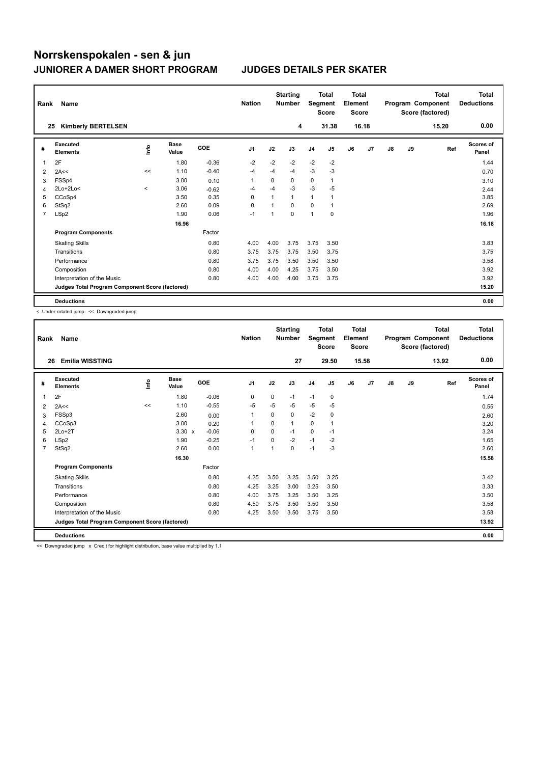# Norrskenspokalen - sen & jun

## JUNIORER A DAMER SHORT PROGRAM — JUDGES DETAILS PER SKATER

| Rank | Name | Nation | Starting Number | Total Segment Score | Total Element Score | Total Program Component Score (factored) | Total Deductions |
|---|---|---|---|---|---|---|---|
| 25 | Kimberly BERTELSEN | | 4 | 31.38 | 16.18 | 15.20 | 0.00 |

| # | Executed Elements | Info | Base Value | GOE | J1 | J2 | J3 | J4 | J5 | J6 | J7 | J8 | J9 | Ref | Scores of Panel |
|---|---|---|---|---|---|---|---|---|---|---|---|---|---|---|---|
| 1 | 2F | | 1.80 | -0.36 | -2 | -2 | -2 | -2 | -2 | | | | | | 1.44 |
| 2 | 2A<< | << | 1.10 | -0.40 | -4 | -4 | -4 | -3 | -3 | | | | | | 0.70 |
| 3 | FSSp4 | | 3.00 | 0.10 | 1 | 0 | 0 | 0 | 1 | | | | | | 3.10 |
| 4 | 2Lo+2Lo< | < | 3.06 | -0.62 | -4 | -4 | -3 | -3 | -5 | | | | | | 2.44 |
| 5 | CCoSp4 | | 3.50 | 0.35 | 0 | 1 | 1 | 1 | 1 | | | | | | 3.85 |
| 6 | StSq2 | | 2.60 | 0.09 | 0 | 1 | 0 | 0 | 1 | | | | | | 2.69 |
| 7 | LSp2 | | 1.90 | 0.06 | -1 | 1 | 0 | 1 | 0 | | | | | | 1.96 |
| | | | 16.96 | | | | | | | | | | | | 16.18 |
| | **Program Components** | | | Factor | | | | | | | | | | | |
| | Skating Skills | | | 0.80 | 4.00 | 4.00 | 3.75 | 3.75 | 3.50 | | | | | | 3.83 |
| | Transitions | | | 0.80 | 3.75 | 3.75 | 3.75 | 3.50 | 3.75 | | | | | | 3.75 |
| | Performance | | | 0.80 | 3.75 | 3.75 | 3.50 | 3.50 | 3.50 | | | | | | 3.58 |
| | Composition | | | 0.80 | 4.00 | 4.00 | 4.25 | 3.75 | 3.50 | | | | | | 3.92 |
| | Interpretation of the Music | | | 0.80 | 4.00 | 4.00 | 4.00 | 3.75 | 3.75 | | | | | | 3.92 |
| | **Judges Total Program Component Score (factored)** | | | | | | | | | | | | | | 15.20 |
| | **Deductions** | | | | | | | | | | | | | | 0.00 |

< Under-rotated jump << Downgraded jump

| Rank | Name | Nation | Starting Number | Total Segment Score | Total Element Score | Total Program Component Score (factored) | Total Deductions |
|---|---|---|---|---|---|---|---|
| 26 | Emilia WISSTING | | 27 | 29.50 | 15.58 | 13.92 | 0.00 |

| # | Executed Elements | Info | Base Value | GOE | J1 | J2 | J3 | J4 | J5 | J6 | J7 | J8 | J9 | Ref | Scores of Panel |
|---|---|---|---|---|---|---|---|---|---|---|---|---|---|---|---|
| 1 | 2F | | 1.80 | -0.06 | 0 | 0 | -1 | -1 | 0 | | | | | | 1.74 |
| 2 | 2A<< | << | 1.10 | -0.55 | -5 | -5 | -5 | -5 | -5 | | | | | | 0.55 |
| 3 | FSSp3 | | 2.60 | 0.00 | 1 | 0 | 0 | -2 | 0 | | | | | | 2.60 |
| 4 | CCoSp3 | | 3.00 | 0.20 | 1 | 0 | 1 | 0 | 1 | | | | | | 3.20 |
| 5 | 2Lo+2T | | 3.30 x | -0.06 | 0 | 0 | -1 | 0 | -1 | | | | | | 3.24 |
| 6 | LSp2 | | 1.90 | -0.25 | -1 | 0 | -2 | -1 | -2 | | | | | | 1.65 |
| 7 | StSq2 | | 2.60 | 0.00 | 1 | 1 | 0 | -1 | -3 | | | | | | 2.60 |
| | | | 16.30 | | | | | | | | | | | | 15.58 |
| | **Program Components** | | | Factor | | | | | | | | | | | |
| | Skating Skills | | | 0.80 | 4.25 | 3.50 | 3.25 | 3.50 | 3.25 | | | | | | 3.42 |
| | Transitions | | | 0.80 | 4.25 | 3.25 | 3.00 | 3.25 | 3.50 | | | | | | 3.33 |
| | Performance | | | 0.80 | 4.00 | 3.75 | 3.25 | 3.50 | 3.25 | | | | | | 3.50 |
| | Composition | | | 0.80 | 4.50 | 3.75 | 3.50 | 3.50 | 3.50 | | | | | | 3.58 |
| | Interpretation of the Music | | | 0.80 | 4.25 | 3.50 | 3.50 | 3.75 | 3.50 | | | | | | 3.58 |
| | **Judges Total Program Component Score (factored)** | | | | | | | | | | | | | | 13.92 |
| | **Deductions** | | | | | | | | | | | | | | 0.00 |

<< Downgraded jump x Credit for highlight distribution, base value multiplied by 1.1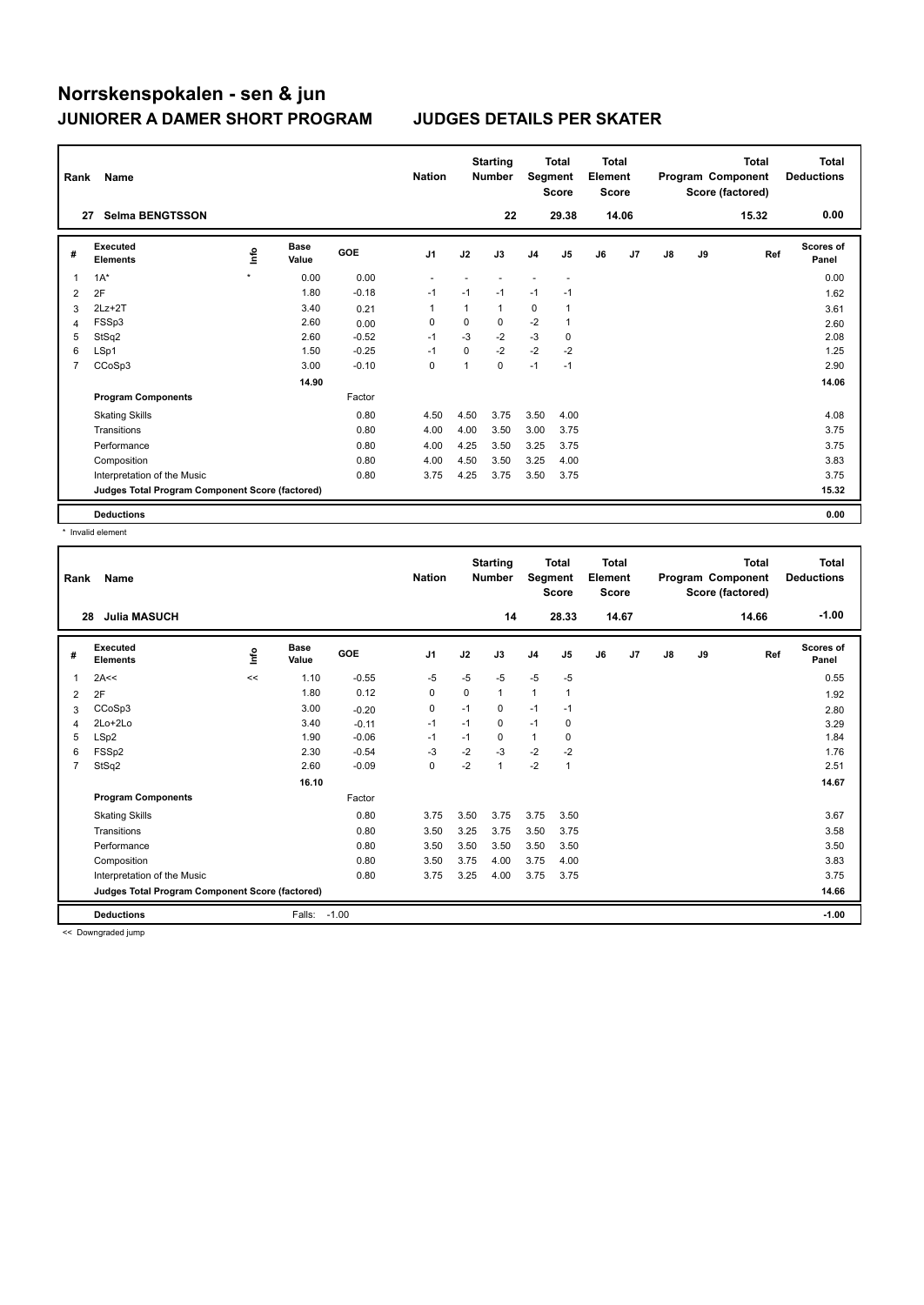# Norrskenspokalen - sen & jun

## JUNIORER A DAMER SHORT PROGRAM — JUDGES DETAILS PER SKATER

| Rank | Name | Nation | Starting Number | Total Segment Score | Total Element Score | Total Program Component Score (factored) | Total Deductions |
|---|---|---|---|---|---|---|---|
| 27 | Selma BENGTSSON | | 22 | 29.38 | 14.06 | 15.32 | 0.00 |

| # | Executed Elements | Info | Base Value | GOE | J1 | J2 | J3 | J4 | J5 | J6 | J7 | J8 | J9 | Ref | Scores of Panel |
|---|---|---|---|---|---|---|---|---|---|---|---|---|---|---|---|
| 1 | 1A* | * | 0.00 | 0.00 | - | - | - | - | - | | | | | | 0.00 |
| 2 | 2F | | 1.80 | -0.18 | -1 | -1 | -1 | -1 | -1 | | | | | | 1.62 |
| 3 | 2Lz+2T | | 3.40 | 0.21 | 1 | 1 | 1 | 0 | 1 | | | | | | 3.61 |
| 4 | FSSp3 | | 2.60 | 0.00 | 0 | 0 | 0 | -2 | 1 | | | | | | 2.60 |
| 5 | StSq2 | | 2.60 | -0.52 | -1 | -3 | -2 | -3 | 0 | | | | | | 2.08 |
| 6 | LSp1 | | 1.50 | -0.25 | -1 | 0 | -2 | -2 | -2 | | | | | | 1.25 |
| 7 | CCoSp3 | | 3.00 | -0.10 | 0 | 1 | 0 | -1 | -1 | | | | | | 2.90 |
| | | | 14.90 | | | | | | | | | | | | 14.06 |
| | **Program Components** | | | Factor | | | | | | | | | | | |
| | Skating Skills | | | 0.80 | 4.50 | 4.50 | 3.75 | 3.50 | 4.00 | | | | | | 4.08 |
| | Transitions | | | 0.80 | 4.00 | 4.00 | 3.50 | 3.00 | 3.75 | | | | | | 3.75 |
| | Performance | | | 0.80 | 4.00 | 4.25 | 3.50 | 3.25 | 3.75 | | | | | | 3.75 |
| | Composition | | | 0.80 | 4.00 | 4.50 | 3.50 | 3.25 | 4.00 | | | | | | 3.83 |
| | Interpretation of the Music | | | 0.80 | 3.75 | 4.25 | 3.75 | 3.50 | 3.75 | | | | | | 3.75 |
| | **Judges Total Program Component Score (factored)** | | | | | | | | | | | | | | 15.32 |
| | **Deductions** | | | | | | | | | | | | | | 0.00 |

\* Invalid element

| Rank | Name | Nation | Starting Number | Total Segment Score | Total Element Score | Total Program Component Score (factored) | Total Deductions |
|---|---|---|---|---|---|---|---|
| 28 | Julia MASUCH | | 14 | 28.33 | 14.67 | 14.66 | -1.00 |

| # | Executed Elements | Info | Base Value | GOE | J1 | J2 | J3 | J4 | J5 | J6 | J7 | J8 | J9 | Ref | Scores of Panel |
|---|---|---|---|---|---|---|---|---|---|---|---|---|---|---|---|
| 1 | 2A<< | << | 1.10 | -0.55 | -5 | -5 | -5 | -5 | -5 | | | | | | 0.55 |
| 2 | 2F | | 1.80 | 0.12 | 0 | 0 | 1 | 1 | 1 | | | | | | 1.92 |
| 3 | CCoSp3 | | 3.00 | -0.20 | 0 | -1 | 0 | -1 | -1 | | | | | | 2.80 |
| 4 | 2Lo+2Lo | | 3.40 | -0.11 | -1 | -1 | 0 | -1 | 0 | | | | | | 3.29 |
| 5 | LSp2 | | 1.90 | -0.06 | -1 | -1 | 0 | 1 | 0 | | | | | | 1.84 |
| 6 | FSSp2 | | 2.30 | -0.54 | -3 | -2 | -3 | -2 | -2 | | | | | | 1.76 |
| 7 | StSq2 | | 2.60 | -0.09 | 0 | -2 | 1 | -2 | 1 | | | | | | 2.51 |
| | | | 16.10 | | | | | | | | | | | | 14.67 |
| | **Program Components** | | | Factor | | | | | | | | | | | |
| | Skating Skills | | | 0.80 | 3.75 | 3.50 | 3.75 | 3.75 | 3.50 | | | | | | 3.67 |
| | Transitions | | | 0.80 | 3.50 | 3.25 | 3.75 | 3.50 | 3.75 | | | | | | 3.58 |
| | Performance | | | 0.80 | 3.50 | 3.50 | 3.50 | 3.50 | 3.50 | | | | | | 3.50 |
| | Composition | | | 0.80 | 3.50 | 3.75 | 4.00 | 3.75 | 4.00 | | | | | | 3.83 |
| | Interpretation of the Music | | | 0.80 | 3.75 | 3.25 | 4.00 | 3.75 | 3.75 | | | | | | 3.75 |
| | **Judges Total Program Component Score (factored)** | | | | | | | | | | | | | | 14.66 |
| | **Deductions** | | Falls: | -1.00 | | | | | | | | | | | -1.00 |

<< Downgraded jump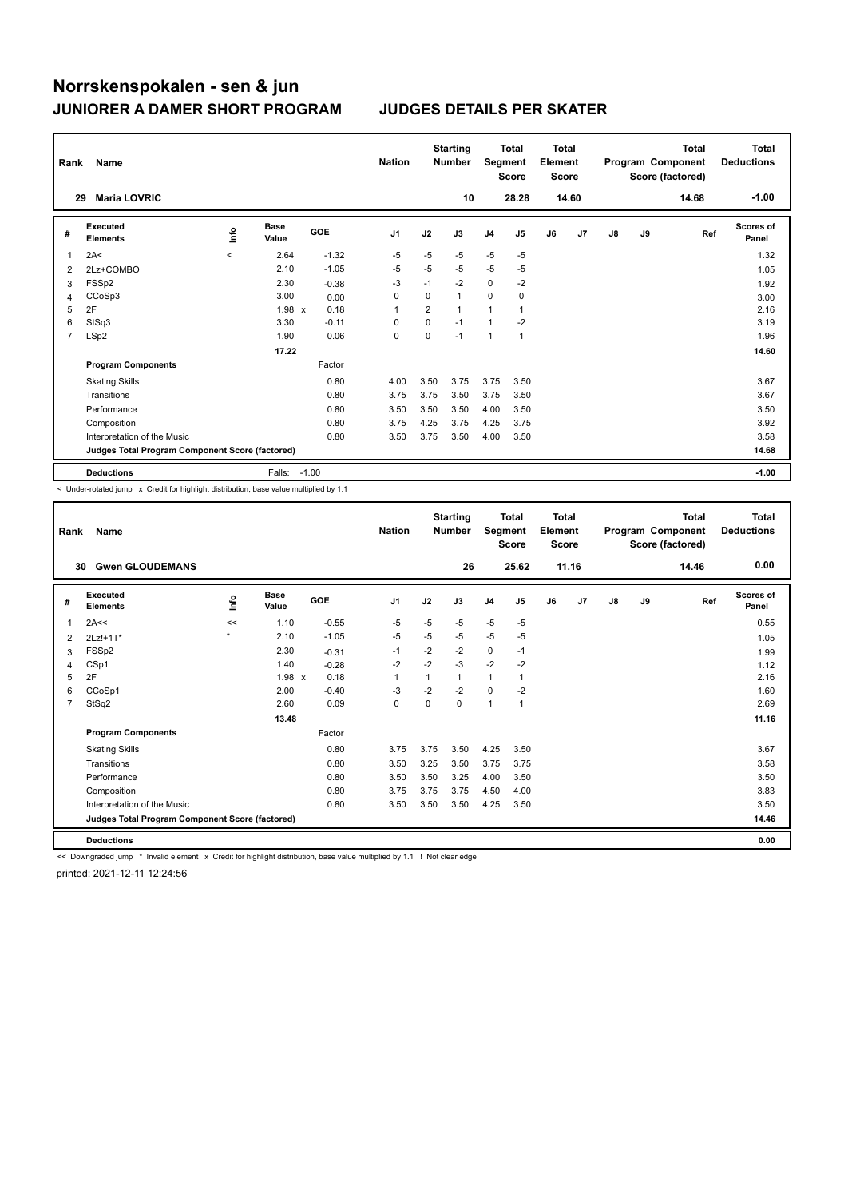# Norrskenspokalen - sen & jun

## JUNIORER A DAMER SHORT PROGRAM

## JUDGES DETAILS PER SKATER

| Rank | Name | Nation | Starting Number | Total Segment Score | Total Element Score | Total Program Component Score (factored) | Total Deductions |
|---|---|---|---|---|---|---|---|
| 29 | Maria LOVRIC | | 10 | 28.28 | 14.60 | 14.68 | -1.00 |

| # | Executed Elements | Info | Base Value | | GOE | J1 | J2 | J3 | J4 | J5 | J6 | J7 | J8 | J9 | Ref | Scores of Panel |
|---|---|---|---|---|---|---|---|---|---|---|---|---|---|---|---|---|
| 1 | 2A< | < | 2.64 | | -1.32 | -5 | -5 | -5 | -5 | -5 | | | | | | 1.32 |
| 2 | 2Lz+COMBO | | 2.10 | | -1.05 | -5 | -5 | -5 | -5 | -5 | | | | | | 1.05 |
| 3 | FSSp2 | | 2.30 | | -0.38 | -3 | -1 | -2 | 0 | -2 | | | | | | 1.92 |
| 4 | CCoSp3 | | 3.00 | | 0.00 | 0 | 0 | 1 | 0 | 0 | | | | | | 3.00 |
| 5 | 2F | | 1.98 | x | 0.18 | 1 | 2 | 1 | 1 | 1 | | | | | | 2.16 |
| 6 | StSq3 | | 3.30 | | -0.11 | 0 | 0 | -1 | 1 | -2 | | | | | | 3.19 |
| 7 | LSp2 | | 1.90 | | 0.06 | 0 | 0 | -1 | 1 | 1 | | | | | | 1.96 |
| | | | 17.22 | | | | | | | | | | | | | 14.60 |
| | **Program Components** | | | | Factor | | | | | | | | | | | |
| | Skating Skills | | | | 0.80 | 4.00 | 3.50 | 3.75 | 3.75 | 3.50 | | | | | | 3.67 |
| | Transitions | | | | 0.80 | 3.75 | 3.75 | 3.50 | 3.75 | 3.50 | | | | | | 3.67 |
| | Performance | | | | 0.80 | 3.50 | 3.50 | 3.50 | 4.00 | 3.50 | | | | | | 3.50 |
| | Composition | | | | 0.80 | 3.75 | 4.25 | 3.75 | 4.25 | 3.75 | | | | | | 3.92 |
| | Interpretation of the Music | | | | 0.80 | 3.50 | 3.75 | 3.50 | 4.00 | 3.50 | | | | | | 3.58 |
| | **Judges Total Program Component Score (factored)** | | | | | | | | | | | | | | | 14.68 |
| | **Deductions** | | Falls: | | -1.00 | | | | | | | | | | | -1.00 |

< Under-rotated jump x Credit for highlight distribution, base value multiplied by 1.1

| Rank | Name | Nation | Starting Number | Total Segment Score | Total Element Score | Total Program Component Score (factored) | Total Deductions |
|---|---|---|---|---|---|---|---|
| 30 | Gwen GLOUDEMANS | | 26 | 25.62 | 11.16 | 14.46 | 0.00 |

| # | Executed Elements | Info | Base Value | | GOE | J1 | J2 | J3 | J4 | J5 | J6 | J7 | J8 | J9 | Ref | Scores of Panel |
|---|---|---|---|---|---|---|---|---|---|---|---|---|---|---|---|---|
| 1 | 2A<< | << | 1.10 | | -0.55 | -5 | -5 | -5 | -5 | -5 | | | | | | 0.55 |
| 2 | 2Lz!+1T* | * | 2.10 | | -1.05 | -5 | -5 | -5 | -5 | -5 | | | | | | 1.05 |
| 3 | FSSp2 | | 2.30 | | -0.31 | -1 | -2 | -2 | 0 | -1 | | | | | | 1.99 |
| 4 | CSp1 | | 1.40 | | -0.28 | -2 | -2 | -3 | -2 | -2 | | | | | | 1.12 |
| 5 | 2F | | 1.98 | x | 0.18 | 1 | 1 | 1 | 1 | 1 | | | | | | 2.16 |
| 6 | CCoSp1 | | 2.00 | | -0.40 | -3 | -2 | -2 | 0 | -2 | | | | | | 1.60 |
| 7 | StSq2 | | 2.60 | | 0.09 | 0 | 0 | 0 | 1 | 1 | | | | | | 2.69 |
| | | | 13.48 | | | | | | | | | | | | | 11.16 |
| | **Program Components** | | | | Factor | | | | | | | | | | | |
| | Skating Skills | | | | 0.80 | 3.75 | 3.75 | 3.50 | 4.25 | 3.50 | | | | | | 3.67 |
| | Transitions | | | | 0.80 | 3.50 | 3.25 | 3.50 | 3.75 | 3.75 | | | | | | 3.58 |
| | Performance | | | | 0.80 | 3.50 | 3.50 | 3.25 | 4.00 | 3.50 | | | | | | 3.50 |
| | Composition | | | | 0.80 | 3.75 | 3.75 | 3.75 | 4.50 | 4.00 | | | | | | 3.83 |
| | Interpretation of the Music | | | | 0.80 | 3.50 | 3.50 | 3.50 | 4.25 | 3.50 | | | | | | 3.50 |
| | **Judges Total Program Component Score (factored)** | | | | | | | | | | | | | | | 14.46 |
| | **Deductions** | | | | | | | | | | | | | | | 0.00 |

<< Downgraded jump * Invalid element x Credit for highlight distribution, base value multiplied by 1.1 ! Not clear edge

printed: 2021-12-11 12:24:56